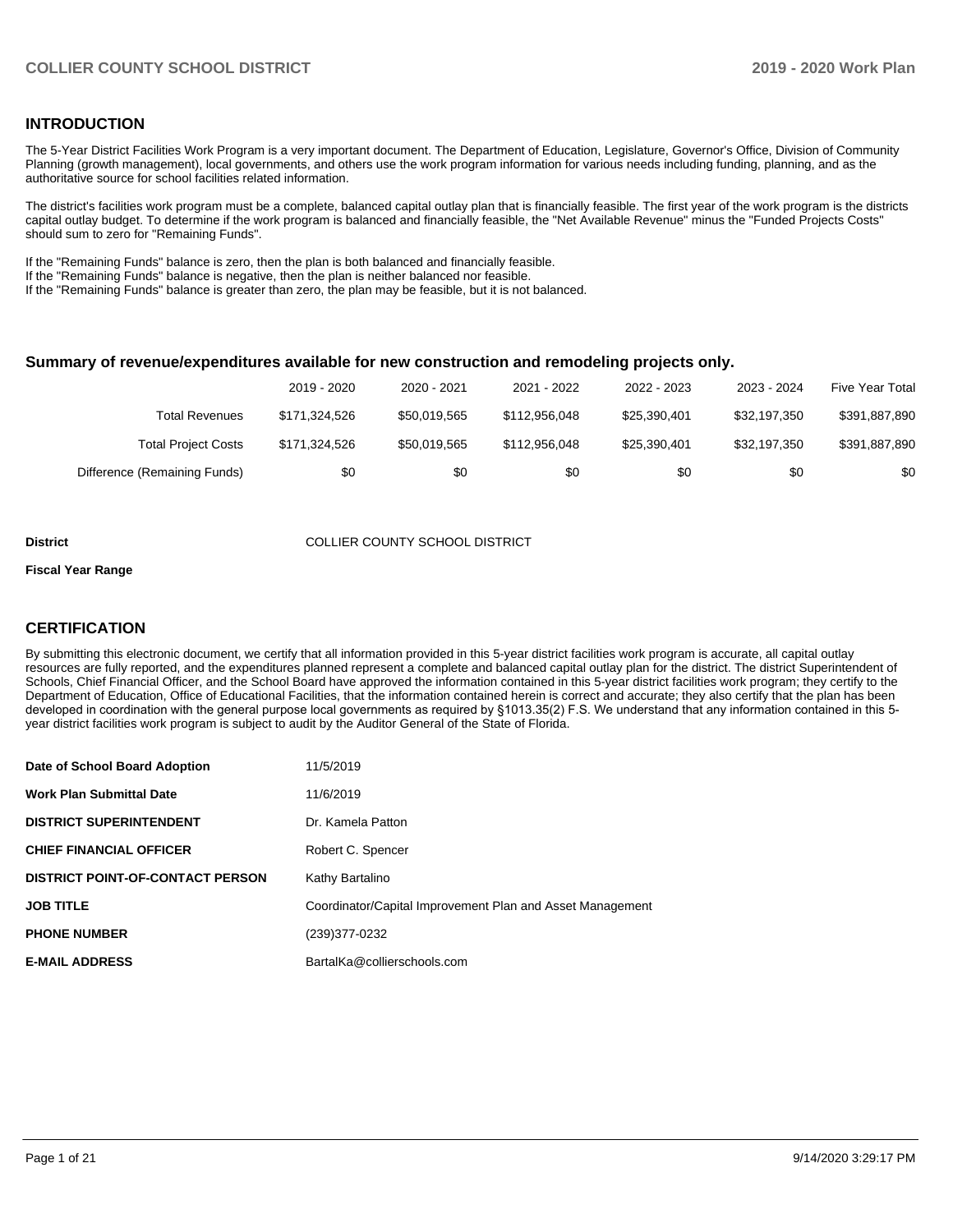## INTRODUCTION

The 5-Year District Facilities Work Program is a very important document. The Department of Education, Legislature, Governor's Office, Division of Community Planning (growth management), local governments, and others use the work program information for various needs including funding, planning, and as the authoritative source for school facilities related information.

The district's facilities work program must be a complete, balanced capital outlay plan that is financially feasible. The first year of the work program is the districts capital outlay budget. To determine if the work program is balanced and financially feasible, the "Net Available Revenue" minus the "Funded Projects Costs" should sum to zero for "Remaining Funds".

If the "Remaining Funds" balance is zero, then the plan is both balanced and financially feasible.
If the "Remaining Funds" balance is negative, then the plan is neither balanced nor feasible.
If the "Remaining Funds" balance is greater than zero, the plan may be feasible, but it is not balanced.

### Summary of revenue/expenditures available for new construction and remodeling projects only.

| | 2019 - 2020 | 2020 - 2021 | 2021 - 2022 | 2022 - 2023 | 2023 - 2024 | Five Year Total |
|---|---|---|---|---|---|---|
| Total Revenues | $171,324,526 | $50,019,565 | $112,956,048 | $25,390,401 | $32,197,350 | $391,887,890 |
| Total Project Costs | $171,324,526 | $50,019,565 | $112,956,048 | $25,390,401 | $32,197,350 | $391,887,890 |
| Difference (Remaining Funds) | $0 | $0 | $0 | $0 | $0 | $0 |

**District** COLLIER COUNTY SCHOOL DISTRICT

**Fiscal Year Range**

## CERTIFICATION

By submitting this electronic document, we certify that all information provided in this 5-year district facilities work program is accurate, all capital outlay resources are fully reported, and the expenditures planned represent a complete and balanced capital outlay plan for the district. The district Superintendent of Schools, Chief Financial Officer, and the School Board have approved the information contained in this 5-year district facilities work program; they certify to the Department of Education, Office of Educational Facilities, that the information contained herein is correct and accurate; they also certify that the plan has been developed in coordination with the general purpose local governments as required by §1013.35(2) F.S. We understand that any information contained in this 5-year district facilities work program is subject to audit by the Auditor General of the State of Florida.

| | |
|---|---|
| **Date of School Board Adoption** | 11/5/2019 |
| **Work Plan Submittal Date** | 11/6/2019 |
| **DISTRICT SUPERINTENDENT** | Dr. Kamela Patton |
| **CHIEF FINANCIAL OFFICER** | Robert C. Spencer |
| **DISTRICT POINT-OF-CONTACT PERSON** | Kathy Bartalino |
| **JOB TITLE** | Coordinator/Capital Improvement Plan and Asset Management |
| **PHONE NUMBER** | (239)377-0232 |
| **E-MAIL ADDRESS** | BartalKa@collierschools.com |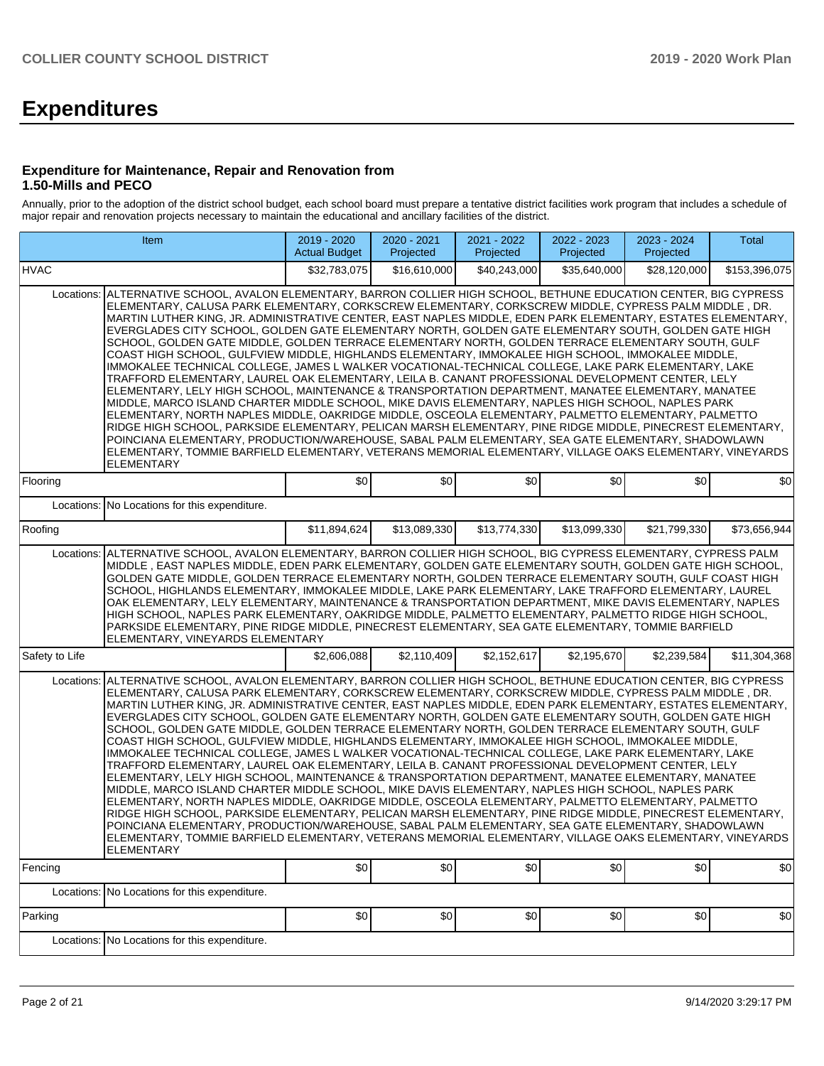# Expenditures

### Expenditure for Maintenance, Repair and Renovation from 1.50-Mills and PECO

Annually, prior to the adoption of the district school budget, each school board must prepare a tentative district facilities work program that includes a schedule of major repair and renovation projects necessary to maintain the educational and ancillary facilities of the district.

| Item | | 2019 - 2020 Actual Budget | 2020 - 2021 Projected | 2021 - 2022 Projected | 2022 - 2023 Projected | 2023 - 2024 Projected | Total |
|---|---|---|---|---|---|---|---|
| HVAC | | $32,783,075 | $16,610,000 | $40,243,000 | $35,640,000 | $28,120,000 | $153,396,075 |
| Locations: | ALTERNATIVE SCHOOL, AVALON ELEMENTARY, BARRON COLLIER HIGH SCHOOL, BETHUNE EDUCATION CENTER, BIG CYPRESS ELEMENTARY, CALUSA PARK ELEMENTARY, CORKSCREW ELEMENTARY, CORKSCREW MIDDLE, CYPRESS PALM MIDDLE , DR. MARTIN LUTHER KING, JR. ADMINISTRATIVE CENTER, EAST NAPLES MIDDLE, EDEN PARK ELEMENTARY, ESTATES ELEMENTARY, EVERGLADES CITY SCHOOL, GOLDEN GATE ELEMENTARY NORTH, GOLDEN GATE ELEMENTARY SOUTH, GOLDEN GATE HIGH SCHOOL, GOLDEN GATE MIDDLE, GOLDEN TERRACE ELEMENTARY NORTH, GOLDEN TERRACE ELEMENTARY SOUTH, GULF COAST HIGH SCHOOL, GULFVIEW MIDDLE, HIGHLANDS ELEMENTARY, IMMOKALEE HIGH SCHOOL, IMMOKALEE MIDDLE, IMMOKALEE TECHNICAL COLLEGE, JAMES L WALKER VOCATIONAL-TECHNICAL COLLEGE, LAKE PARK ELEMENTARY, LAKE TRAFFORD ELEMENTARY, LAUREL OAK ELEMENTARY, LEILA B. CANANT PROFESSIONAL DEVELOPMENT CENTER, LELY ELEMENTARY, LELY HIGH SCHOOL, MAINTENANCE & TRANSPORTATION DEPARTMENT, MANATEE ELEMENTARY, MANATEE MIDDLE, MARCO ISLAND CHARTER MIDDLE SCHOOL, MIKE DAVIS ELEMENTARY, NAPLES HIGH SCHOOL, NAPLES PARK ELEMENTARY, NORTH NAPLES MIDDLE, OAKRIDGE MIDDLE, OSCEOLA ELEMENTARY, PALMETTO ELEMENTARY, PALMETTO RIDGE HIGH SCHOOL, PARKSIDE ELEMENTARY, PELICAN MARSH ELEMENTARY, PINE RIDGE MIDDLE, PINECREST ELEMENTARY, POINCIANA ELEMENTARY, PRODUCTION/WAREHOUSE, SABAL PALM ELEMENTARY, SEA GATE ELEMENTARY, SHADOWLAWN ELEMENTARY, TOMMIE BARFIELD ELEMENTARY, VETERANS MEMORIAL ELEMENTARY, VILLAGE OAKS ELEMENTARY, VINEYARDS ELEMENTARY | | | | | | |
| Flooring | | $0 | $0 | $0 | $0 | $0 | $0 |
| Locations: | No Locations for this expenditure. | | | | | | |
| Roofing | | $11,894,624 | $13,089,330 | $13,774,330 | $13,099,330 | $21,799,330 | $73,656,944 |
| Locations: | ALTERNATIVE SCHOOL, AVALON ELEMENTARY, BARRON COLLIER HIGH SCHOOL, BIG CYPRESS ELEMENTARY, CYPRESS PALM MIDDLE , EAST NAPLES MIDDLE, EDEN PARK ELEMENTARY, GOLDEN GATE ELEMENTARY SOUTH, GOLDEN GATE HIGH SCHOOL, GOLDEN GATE MIDDLE, GOLDEN TERRACE ELEMENTARY NORTH, GOLDEN TERRACE ELEMENTARY SOUTH, GULF COAST HIGH SCHOOL, HIGHLANDS ELEMENTARY, IMMOKALEE MIDDLE, LAKE PARK ELEMENTARY, LAKE TRAFFORD ELEMENTARY, LAUREL OAK ELEMENTARY, LELY ELEMENTARY, MAINTENANCE & TRANSPORTATION DEPARTMENT, MIKE DAVIS ELEMENTARY, NAPLES HIGH SCHOOL, NAPLES PARK ELEMENTARY, OAKRIDGE MIDDLE, PALMETTO ELEMENTARY, PALMETTO RIDGE HIGH SCHOOL, PARKSIDE ELEMENTARY, PINE RIDGE MIDDLE, PINECREST ELEMENTARY, SEA GATE ELEMENTARY, TOMMIE BARFIELD ELEMENTARY, VINEYARDS ELEMENTARY | | | | | | |
| Safety to Life | | $2,606,088 | $2,110,409 | $2,152,617 | $2,195,670 | $2,239,584 | $11,304,368 |
| Locations: | ALTERNATIVE SCHOOL, AVALON ELEMENTARY, BARRON COLLIER HIGH SCHOOL, BETHUNE EDUCATION CENTER, BIG CYPRESS ELEMENTARY, CALUSA PARK ELEMENTARY, CORKSCREW ELEMENTARY, CORKSCREW MIDDLE, CYPRESS PALM MIDDLE , DR. MARTIN LUTHER KING, JR. ADMINISTRATIVE CENTER, EAST NAPLES MIDDLE, EDEN PARK ELEMENTARY, ESTATES ELEMENTARY, EVERGLADES CITY SCHOOL, GOLDEN GATE ELEMENTARY NORTH, GOLDEN GATE ELEMENTARY SOUTH, GOLDEN GATE HIGH SCHOOL, GOLDEN GATE MIDDLE, GOLDEN TERRACE ELEMENTARY NORTH, GOLDEN TERRACE ELEMENTARY SOUTH, GULF COAST HIGH SCHOOL, GULFVIEW MIDDLE, HIGHLANDS ELEMENTARY, IMMOKALEE HIGH SCHOOL, IMMOKALEE MIDDLE, IMMOKALEE TECHNICAL COLLEGE, JAMES L WALKER VOCATIONAL-TECHNICAL COLLEGE, LAKE PARK ELEMENTARY, LAKE TRAFFORD ELEMENTARY, LAUREL OAK ELEMENTARY, LEILA B. CANANT PROFESSIONAL DEVELOPMENT CENTER, LELY ELEMENTARY, LELY HIGH SCHOOL, MAINTENANCE & TRANSPORTATION DEPARTMENT, MANATEE ELEMENTARY, MANATEE MIDDLE, MARCO ISLAND CHARTER MIDDLE SCHOOL, MIKE DAVIS ELEMENTARY, NAPLES HIGH SCHOOL, NAPLES PARK ELEMENTARY, NORTH NAPLES MIDDLE, OAKRIDGE MIDDLE, OSCEOLA ELEMENTARY, PALMETTO ELEMENTARY, PALMETTO RIDGE HIGH SCHOOL, PARKSIDE ELEMENTARY, PELICAN MARSH ELEMENTARY, PINE RIDGE MIDDLE, PINECREST ELEMENTARY, POINCIANA ELEMENTARY, PRODUCTION/WAREHOUSE, SABAL PALM ELEMENTARY, SEA GATE ELEMENTARY, SHADOWLAWN ELEMENTARY, TOMMIE BARFIELD ELEMENTARY, VETERANS MEMORIAL ELEMENTARY, VILLAGE OAKS ELEMENTARY, VINEYARDS ELEMENTARY | | | | | | |
| Fencing | | $0 | $0 | $0 | $0 | $0 | $0 |
| Locations: | No Locations for this expenditure. | | | | | | |
| Parking | | $0 | $0 | $0 | $0 | $0 | $0 |
| Locations: | No Locations for this expenditure. | | | | | | |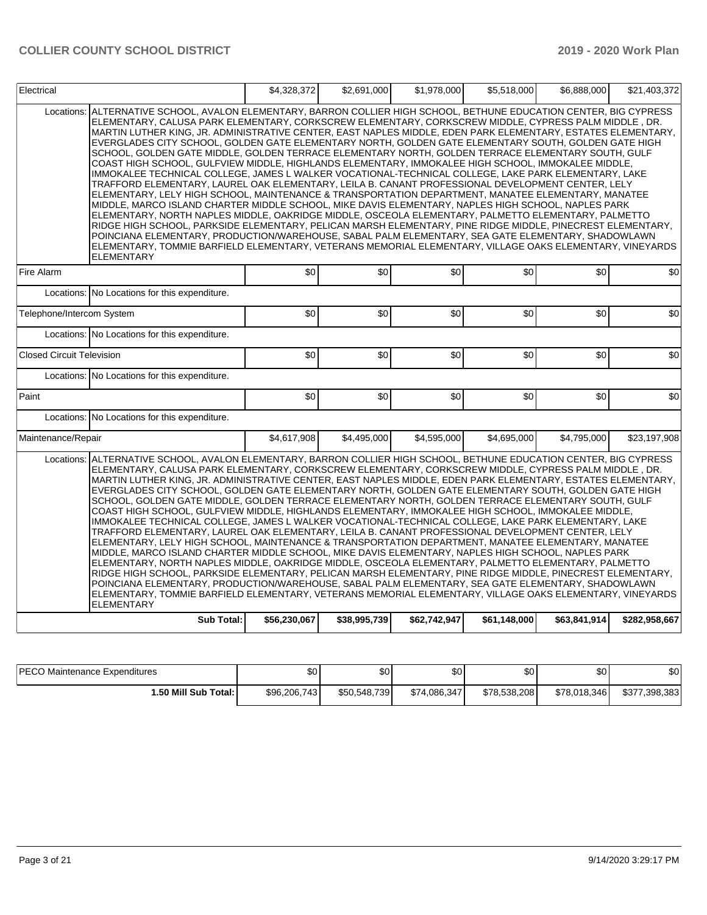| Electrical | | $4,328,372 | $2,691,000 | $1,978,000 | $5,518,000 | $6,888,000 | $21,403,372 |
|---|---|---|---|---|---|---|---|
| | Locations: | ALTERNATIVE SCHOOL, AVALON ELEMENTARY, BARRON COLLIER HIGH SCHOOL, BETHUNE EDUCATION CENTER, BIG CYPRESS ELEMENTARY, CALUSA PARK ELEMENTARY, CORKSCREW ELEMENTARY, CORKSCREW MIDDLE, CYPRESS PALM MIDDLE , DR. MARTIN LUTHER KING, JR. ADMINISTRATIVE CENTER, EAST NAPLES MIDDLE, EDEN PARK ELEMENTARY, ESTATES ELEMENTARY, EVERGLADES CITY SCHOOL, GOLDEN GATE ELEMENTARY NORTH, GOLDEN GATE ELEMENTARY SOUTH, GOLDEN GATE HIGH SCHOOL, GOLDEN GATE MIDDLE, GOLDEN TERRACE ELEMENTARY NORTH, GOLDEN TERRACE ELEMENTARY SOUTH, GULF COAST HIGH SCHOOL, GULFVIEW MIDDLE, HIGHLANDS ELEMENTARY, IMMOKALEE HIGH SCHOOL, IMMOKALEE MIDDLE, IMMOKALEE TECHNICAL COLLEGE, JAMES L WALKER VOCATIONAL-TECHNICAL COLLEGE, LAKE PARK ELEMENTARY, LAKE TRAFFORD ELEMENTARY, LAUREL OAK ELEMENTARY, LEILA B. CANANT PROFESSIONAL DEVELOPMENT CENTER, LELY ELEMENTARY, LELY HIGH SCHOOL, MAINTENANCE & TRANSPORTATION DEPARTMENT, MANATEE ELEMENTARY, MANATEE MIDDLE, MARCO ISLAND CHARTER MIDDLE SCHOOL, MIKE DAVIS ELEMENTARY, NAPLES HIGH SCHOOL, NAPLES PARK ELEMENTARY, NORTH NAPLES MIDDLE, OAKRIDGE MIDDLE, OSCEOLA ELEMENTARY, PALMETTO ELEMENTARY, PALMETTO RIDGE HIGH SCHOOL, PARKSIDE ELEMENTARY, PELICAN MARSH ELEMENTARY, PINE RIDGE MIDDLE, PINECREST ELEMENTARY, POINCIANA ELEMENTARY, PRODUCTION/WAREHOUSE, SABAL PALM ELEMENTARY, SEA GATE ELEMENTARY, SHADOWLAWN ELEMENTARY, TOMMIE BARFIELD ELEMENTARY, VETERANS MEMORIAL ELEMENTARY, VILLAGE OAKS ELEMENTARY, VINEYARDS ELEMENTARY | | | | | |
| Fire Alarm | | $0 | $0 | $0 | $0 | $0 | $0 |
| | Locations: | No Locations for this expenditure. | | | | | |
| Telephone/Intercom System | | $0 | $0 | $0 | $0 | $0 | $0 |
| | Locations: | No Locations for this expenditure. | | | | | |
| Closed Circuit Television | | $0 | $0 | $0 | $0 | $0 | $0 |
| | Locations: | No Locations for this expenditure. | | | | | |
| Paint | | $0 | $0 | $0 | $0 | $0 | $0 |
| | Locations: | No Locations for this expenditure. | | | | | |
| Maintenance/Repair | | $4,617,908 | $4,495,000 | $4,595,000 | $4,695,000 | $4,795,000 | $23,197,908 |
| | Locations: | ALTERNATIVE SCHOOL, AVALON ELEMENTARY, BARRON COLLIER HIGH SCHOOL, BETHUNE EDUCATION CENTER, BIG CYPRESS ELEMENTARY, CALUSA PARK ELEMENTARY, CORKSCREW ELEMENTARY, CORKSCREW MIDDLE, CYPRESS PALM MIDDLE , DR. MARTIN LUTHER KING, JR. ADMINISTRATIVE CENTER, EAST NAPLES MIDDLE, EDEN PARK ELEMENTARY, ESTATES ELEMENTARY, EVERGLADES CITY SCHOOL, GOLDEN GATE ELEMENTARY NORTH, GOLDEN GATE ELEMENTARY SOUTH, GOLDEN GATE HIGH SCHOOL, GOLDEN GATE MIDDLE, GOLDEN TERRACE ELEMENTARY NORTH, GOLDEN TERRACE ELEMENTARY SOUTH, GULF COAST HIGH SCHOOL, GULFVIEW MIDDLE, HIGHLANDS ELEMENTARY, IMMOKALEE HIGH SCHOOL, IMMOKALEE MIDDLE, IMMOKALEE TECHNICAL COLLEGE, JAMES L WALKER VOCATIONAL-TECHNICAL COLLEGE, LAKE PARK ELEMENTARY, LAKE TRAFFORD ELEMENTARY, LAUREL OAK ELEMENTARY, LEILA B. CANANT PROFESSIONAL DEVELOPMENT CENTER, LELY ELEMENTARY, LELY HIGH SCHOOL, MAINTENANCE & TRANSPORTATION DEPARTMENT, MANATEE ELEMENTARY, MANATEE MIDDLE, MARCO ISLAND CHARTER MIDDLE SCHOOL, MIKE DAVIS ELEMENTARY, NAPLES HIGH SCHOOL, NAPLES PARK ELEMENTARY, NORTH NAPLES MIDDLE, OAKRIDGE MIDDLE, OSCEOLA ELEMENTARY, PALMETTO ELEMENTARY, PALMETTO RIDGE HIGH SCHOOL, PARKSIDE ELEMENTARY, PELICAN MARSH ELEMENTARY, PINE RIDGE MIDDLE, PINECREST ELEMENTARY, POINCIANA ELEMENTARY, PRODUCTION/WAREHOUSE, SABAL PALM ELEMENTARY, SEA GATE ELEMENTARY, SHADOWLAWN ELEMENTARY, TOMMIE BARFIELD ELEMENTARY, VETERANS MEMORIAL ELEMENTARY, VILLAGE OAKS ELEMENTARY, VINEYARDS ELEMENTARY | | | | | |
| | **Sub Total:** | **$56,230,067** | **$38,995,739** | **$62,742,947** | **$61,148,000** | **$63,841,914** | **$282,958,667** |

| PECO Maintenance Expenditures | $0 | $0 | $0 | $0 | $0 | $0 |
|---|---|---|---|---|---|---|
| **1.50 Mill Sub Total:** | $96,206,743 | $50,548,739 | $74,086,347 | $78,538,208 | $78,018,346 | $377,398,383 |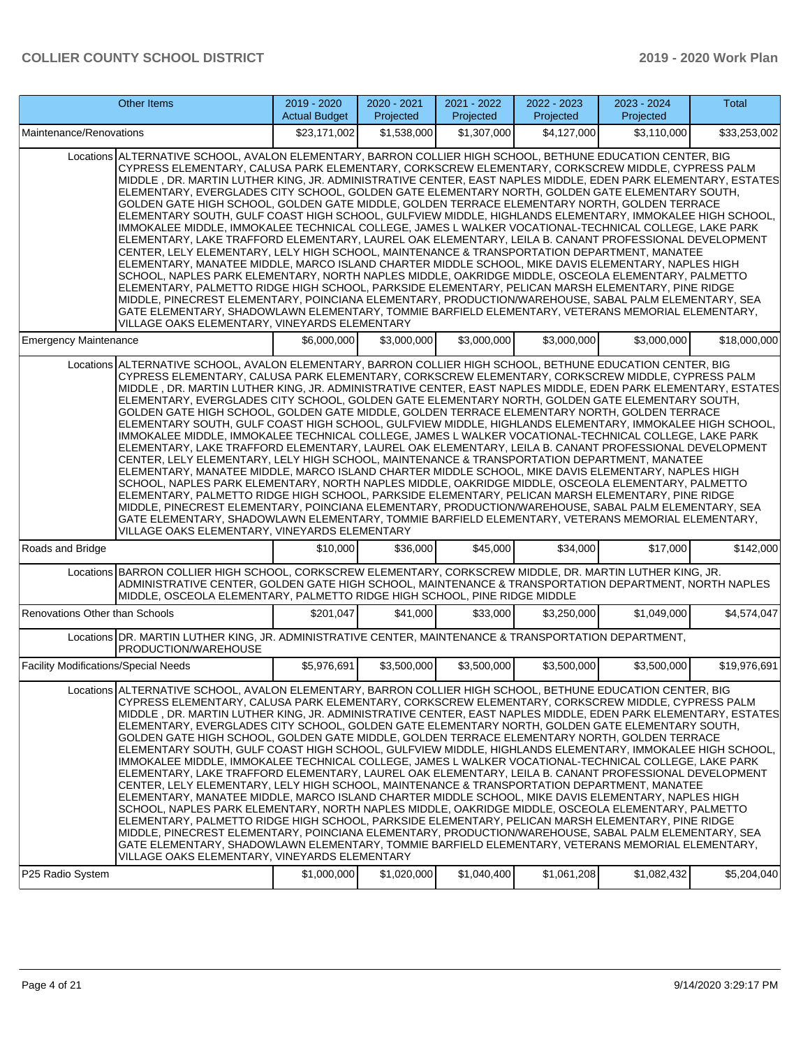| Other Items | 2019 - 2020 Actual Budget | 2020 - 2021 Projected | 2021 - 2022 Projected | 2022 - 2023 Projected | 2023 - 2024 Projected | Total |
|---|---|---|---|---|---|---|
| Maintenance/Renovations | $23,171,002 | $1,538,000 | $1,307,000 | $4,127,000 | $3,110,000 | $33,253,002 |
| Locations ALTERNATIVE SCHOOL, AVALON ELEMENTARY, BARRON COLLIER HIGH SCHOOL, BETHUNE EDUCATION CENTER, BIG CYPRESS ELEMENTARY, CALUSA PARK ELEMENTARY, CORKSCREW ELEMENTARY, CORKSCREW MIDDLE, CYPRESS PALM MIDDLE , DR. MARTIN LUTHER KING, JR. ADMINISTRATIVE CENTER, EAST NAPLES MIDDLE, EDEN PARK ELEMENTARY, ESTATES ELEMENTARY, EVERGLADES CITY SCHOOL, GOLDEN GATE ELEMENTARY NORTH, GOLDEN GATE ELEMENTARY SOUTH, GOLDEN GATE HIGH SCHOOL, GOLDEN GATE MIDDLE, GOLDEN TERRACE ELEMENTARY NORTH, GOLDEN TERRACE ELEMENTARY SOUTH, GULF COAST HIGH SCHOOL, GULFVIEW MIDDLE, HIGHLANDS ELEMENTARY, IMMOKALEE HIGH SCHOOL, IMMOKALEE MIDDLE, IMMOKALEE TECHNICAL COLLEGE, JAMES L WALKER VOCATIONAL-TECHNICAL COLLEGE, LAKE PARK ELEMENTARY, LAKE TRAFFORD ELEMENTARY, LAUREL OAK ELEMENTARY, LEILA B. CANANT PROFESSIONAL DEVELOPMENT CENTER, LELY ELEMENTARY, LELY HIGH SCHOOL, MAINTENANCE & TRANSPORTATION DEPARTMENT, MANATEE ELEMENTARY, MANATEE MIDDLE, MARCO ISLAND CHARTER MIDDLE SCHOOL, MIKE DAVIS ELEMENTARY, NAPLES HIGH SCHOOL, NAPLES PARK ELEMENTARY, NORTH NAPLES MIDDLE, OAKRIDGE MIDDLE, OSCEOLA ELEMENTARY, PALMETTO ELEMENTARY, PALMETTO RIDGE HIGH SCHOOL, PARKSIDE ELEMENTARY, PELICAN MARSH ELEMENTARY, PINE RIDGE MIDDLE, PINECREST ELEMENTARY, POINCIANA ELEMENTARY, PRODUCTION/WAREHOUSE, SABAL PALM ELEMENTARY, SEA GATE ELEMENTARY, SHADOWLAWN ELEMENTARY, TOMMIE BARFIELD ELEMENTARY, VETERANS MEMORIAL ELEMENTARY, VILLAGE OAKS ELEMENTARY, VINEYARDS ELEMENTARY | | | | | | |
| Emergency Maintenance | $6,000,000 | $3,000,000 | $3,000,000 | $3,000,000 | $3,000,000 | $18,000,000 |
| Locations ALTERNATIVE SCHOOL, AVALON ELEMENTARY, BARRON COLLIER HIGH SCHOOL, BETHUNE EDUCATION CENTER, BIG CYPRESS ELEMENTARY, CALUSA PARK ELEMENTARY, CORKSCREW ELEMENTARY, CORKSCREW MIDDLE, CYPRESS PALM MIDDLE , DR. MARTIN LUTHER KING, JR. ADMINISTRATIVE CENTER, EAST NAPLES MIDDLE, EDEN PARK ELEMENTARY, ESTATES ELEMENTARY, EVERGLADES CITY SCHOOL, GOLDEN GATE ELEMENTARY NORTH, GOLDEN GATE ELEMENTARY SOUTH, GOLDEN GATE HIGH SCHOOL, GOLDEN GATE MIDDLE, GOLDEN TERRACE ELEMENTARY NORTH, GOLDEN TERRACE ELEMENTARY SOUTH, GULF COAST HIGH SCHOOL, GULFVIEW MIDDLE, HIGHLANDS ELEMENTARY, IMMOKALEE HIGH SCHOOL, IMMOKALEE MIDDLE, IMMOKALEE TECHNICAL COLLEGE, JAMES L WALKER VOCATIONAL-TECHNICAL COLLEGE, LAKE PARK ELEMENTARY, LAKE TRAFFORD ELEMENTARY, LAUREL OAK ELEMENTARY, LEILA B. CANANT PROFESSIONAL DEVELOPMENT CENTER, LELY ELEMENTARY, LELY HIGH SCHOOL, MAINTENANCE & TRANSPORTATION DEPARTMENT, MANATEE ELEMENTARY, MANATEE MIDDLE, MARCO ISLAND CHARTER MIDDLE SCHOOL, MIKE DAVIS ELEMENTARY, NAPLES HIGH SCHOOL, NAPLES PARK ELEMENTARY, NORTH NAPLES MIDDLE, OAKRIDGE MIDDLE, OSCEOLA ELEMENTARY, PALMETTO ELEMENTARY, PALMETTO RIDGE HIGH SCHOOL, PARKSIDE ELEMENTARY, PELICAN MARSH ELEMENTARY, PINE RIDGE MIDDLE, PINECREST ELEMENTARY, POINCIANA ELEMENTARY, PRODUCTION/WAREHOUSE, SABAL PALM ELEMENTARY, SEA GATE ELEMENTARY, SHADOWLAWN ELEMENTARY, TOMMIE BARFIELD ELEMENTARY, VETERANS MEMORIAL ELEMENTARY, VILLAGE OAKS ELEMENTARY, VINEYARDS ELEMENTARY | | | | | | |
| Roads and Bridge | $10,000 | $36,000 | $45,000 | $34,000 | $17,000 | $142,000 |
| Locations BARRON COLLIER HIGH SCHOOL, CORKSCREW ELEMENTARY, CORKSCREW MIDDLE, DR. MARTIN LUTHER KING, JR. ADMINISTRATIVE CENTER, GOLDEN GATE HIGH SCHOOL, MAINTENANCE & TRANSPORTATION DEPARTMENT, NORTH NAPLES MIDDLE, OSCEOLA ELEMENTARY, PALMETTO RIDGE HIGH SCHOOL, PINE RIDGE MIDDLE | | | | | | |
| Renovations Other than Schools | $201,047 | $41,000 | $33,000 | $3,250,000 | $1,049,000 | $4,574,047 |
| Locations DR. MARTIN LUTHER KING, JR. ADMINISTRATIVE CENTER, MAINTENANCE & TRANSPORTATION DEPARTMENT, PRODUCTION/WAREHOUSE | | | | | | |
| Facility Modifications/Special Needs | $5,976,691 | $3,500,000 | $3,500,000 | $3,500,000 | $3,500,000 | $19,976,691 |
| Locations ALTERNATIVE SCHOOL, AVALON ELEMENTARY, BARRON COLLIER HIGH SCHOOL, BETHUNE EDUCATION CENTER, BIG CYPRESS ELEMENTARY, CALUSA PARK ELEMENTARY, CORKSCREW ELEMENTARY, CORKSCREW MIDDLE, CYPRESS PALM MIDDLE , DR. MARTIN LUTHER KING, JR. ADMINISTRATIVE CENTER, EAST NAPLES MIDDLE, EDEN PARK ELEMENTARY, ESTATES ELEMENTARY, EVERGLADES CITY SCHOOL, GOLDEN GATE ELEMENTARY NORTH, GOLDEN GATE ELEMENTARY SOUTH, GOLDEN GATE HIGH SCHOOL, GOLDEN GATE MIDDLE, GOLDEN TERRACE ELEMENTARY NORTH, GOLDEN TERRACE ELEMENTARY SOUTH, GULF COAST HIGH SCHOOL, GULFVIEW MIDDLE, HIGHLANDS ELEMENTARY, IMMOKALEE HIGH SCHOOL, IMMOKALEE MIDDLE, IMMOKALEE TECHNICAL COLLEGE, JAMES L WALKER VOCATIONAL-TECHNICAL COLLEGE, LAKE PARK ELEMENTARY, LAKE TRAFFORD ELEMENTARY, LAUREL OAK ELEMENTARY, LEILA B. CANANT PROFESSIONAL DEVELOPMENT CENTER, LELY ELEMENTARY, LELY HIGH SCHOOL, MAINTENANCE & TRANSPORTATION DEPARTMENT, MANATEE ELEMENTARY, MANATEE MIDDLE, MARCO ISLAND CHARTER MIDDLE SCHOOL, MIKE DAVIS ELEMENTARY, NAPLES HIGH SCHOOL, NAPLES PARK ELEMENTARY, NORTH NAPLES MIDDLE, OAKRIDGE MIDDLE, OSCEOLA ELEMENTARY, PALMETTO ELEMENTARY, PALMETTO RIDGE HIGH SCHOOL, PARKSIDE ELEMENTARY, PELICAN MARSH ELEMENTARY, PINE RIDGE MIDDLE, PINECREST ELEMENTARY, POINCIANA ELEMENTARY, PRODUCTION/WAREHOUSE, SABAL PALM ELEMENTARY, SEA GATE ELEMENTARY, SHADOWLAWN ELEMENTARY, TOMMIE BARFIELD ELEMENTARY, VETERANS MEMORIAL ELEMENTARY, VILLAGE OAKS ELEMENTARY, VINEYARDS ELEMENTARY | | | | | | |
| P25 Radio System | $1,000,000 | $1,020,000 | $1,040,400 | $1,061,208 | $1,082,432 | $5,204,040 |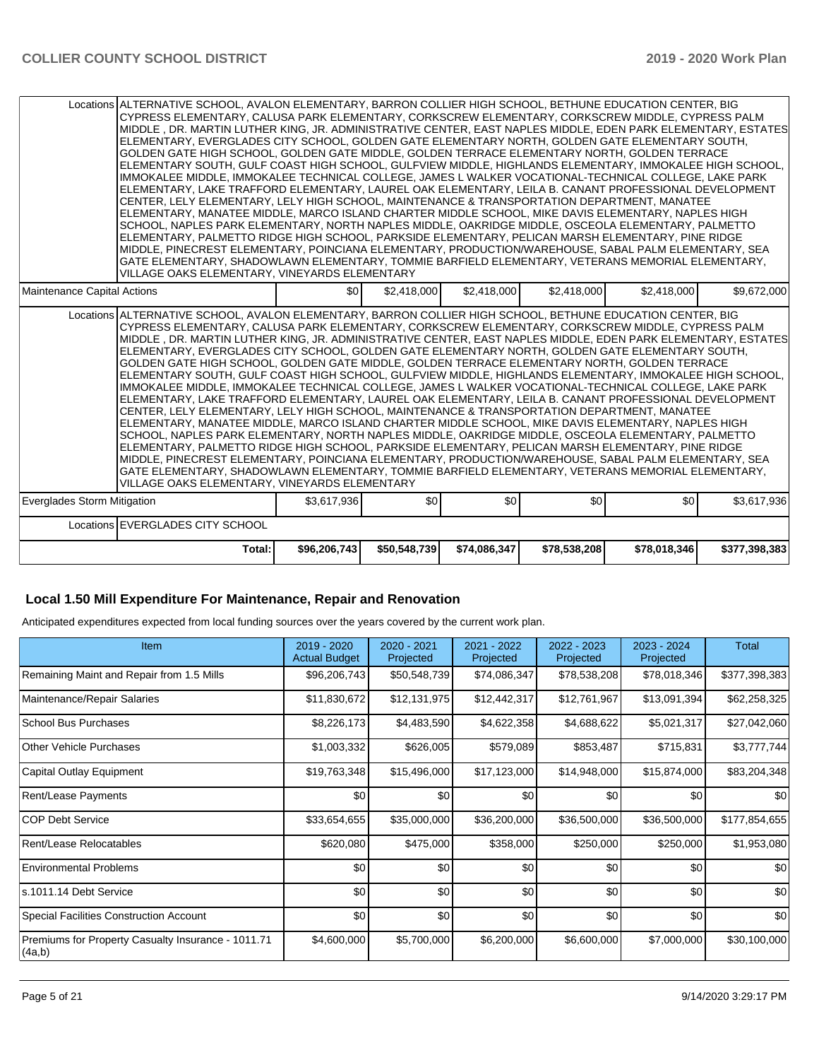| | | | | | | |
|---|---|---|---|---|---|---|
| Locations | ALTERNATIVE SCHOOL, AVALON ELEMENTARY, BARRON COLLIER HIGH SCHOOL, BETHUNE EDUCATION CENTER, BIG CYPRESS ELEMENTARY, CALUSA PARK ELEMENTARY, CORKSCREW ELEMENTARY, CORKSCREW MIDDLE, CYPRESS PALM MIDDLE , DR. MARTIN LUTHER KING, JR. ADMINISTRATIVE CENTER, EAST NAPLES MIDDLE, EDEN PARK ELEMENTARY, ESTATES ELEMENTARY, EVERGLADES CITY SCHOOL, GOLDEN GATE ELEMENTARY NORTH, GOLDEN GATE ELEMENTARY SOUTH, GOLDEN GATE HIGH SCHOOL, GOLDEN GATE MIDDLE, GOLDEN TERRACE ELEMENTARY NORTH, GOLDEN TERRACE ELEMENTARY SOUTH, GULF COAST HIGH SCHOOL, GULFVIEW MIDDLE, HIGHLANDS ELEMENTARY, IMMOKALEE HIGH SCHOOL, IMMOKALEE MIDDLE, IMMOKALEE TECHNICAL COLLEGE, JAMES L WALKER VOCATIONAL-TECHNICAL COLLEGE, LAKE PARK ELEMENTARY, LAKE TRAFFORD ELEMENTARY, LAUREL OAK ELEMENTARY, LEILA B. CANANT PROFESSIONAL DEVELOPMENT CENTER, LELY ELEMENTARY, LELY HIGH SCHOOL, MAINTENANCE & TRANSPORTATION DEPARTMENT, MANATEE ELEMENTARY, MANATEE MIDDLE, MARCO ISLAND CHARTER MIDDLE SCHOOL, MIKE DAVIS ELEMENTARY, NAPLES HIGH SCHOOL, NAPLES PARK ELEMENTARY, NORTH NAPLES MIDDLE, OAKRIDGE MIDDLE, OSCEOLA ELEMENTARY, PALMETTO ELEMENTARY, PALMETTO RIDGE HIGH SCHOOL, PARKSIDE ELEMENTARY, PELICAN MARSH ELEMENTARY, PINE RIDGE MIDDLE, PINECREST ELEMENTARY, POINCIANA ELEMENTARY, PRODUCTION/WAREHOUSE, SABAL PALM ELEMENTARY, SEA GATE ELEMENTARY, SHADOWLAWN ELEMENTARY, TOMMIE BARFIELD ELEMENTARY, VETERANS MEMORIAL ELEMENTARY, VILLAGE OAKS ELEMENTARY, VINEYARDS ELEMENTARY | | | | | |
| Maintenance Capital Actions | | $0 | $2,418,000 | $2,418,000 | $2,418,000 | $2,418,000 | $9,672,000 |
| Locations | ALTERNATIVE SCHOOL, AVALON ELEMENTARY, BARRON COLLIER HIGH SCHOOL, BETHUNE EDUCATION CENTER, BIG CYPRESS ELEMENTARY, CALUSA PARK ELEMENTARY, CORKSCREW ELEMENTARY, CORKSCREW MIDDLE, CYPRESS PALM MIDDLE , DR. MARTIN LUTHER KING, JR. ADMINISTRATIVE CENTER, EAST NAPLES MIDDLE, EDEN PARK ELEMENTARY, ESTATES ELEMENTARY, EVERGLADES CITY SCHOOL, GOLDEN GATE ELEMENTARY NORTH, GOLDEN GATE ELEMENTARY SOUTH, GOLDEN GATE HIGH SCHOOL, GOLDEN GATE MIDDLE, GOLDEN TERRACE ELEMENTARY NORTH, GOLDEN TERRACE ELEMENTARY SOUTH, GULF COAST HIGH SCHOOL, GULFVIEW MIDDLE, HIGHLANDS ELEMENTARY, IMMOKALEE HIGH SCHOOL, IMMOKALEE MIDDLE, IMMOKALEE TECHNICAL COLLEGE, JAMES L WALKER VOCATIONAL-TECHNICAL COLLEGE, LAKE PARK ELEMENTARY, LAKE TRAFFORD ELEMENTARY, LAUREL OAK ELEMENTARY, LEILA B. CANANT PROFESSIONAL DEVELOPMENT CENTER, LELY ELEMENTARY, LELY HIGH SCHOOL, MAINTENANCE & TRANSPORTATION DEPARTMENT, MANATEE ELEMENTARY, MANATEE MIDDLE, MARCO ISLAND CHARTER MIDDLE SCHOOL, MIKE DAVIS ELEMENTARY, NAPLES HIGH SCHOOL, NAPLES PARK ELEMENTARY, NORTH NAPLES MIDDLE, OAKRIDGE MIDDLE, OSCEOLA ELEMENTARY, PALMETTO ELEMENTARY, PALMETTO RIDGE HIGH SCHOOL, PARKSIDE ELEMENTARY, PELICAN MARSH ELEMENTARY, PINE RIDGE MIDDLE, PINECREST ELEMENTARY, POINCIANA ELEMENTARY, PRODUCTION/WAREHOUSE, SABAL PALM ELEMENTARY, SEA GATE ELEMENTARY, SHADOWLAWN ELEMENTARY, TOMMIE BARFIELD ELEMENTARY, VETERANS MEMORIAL ELEMENTARY, VILLAGE OAKS ELEMENTARY, VINEYARDS ELEMENTARY | | | | | |
| Everglades Storm Mitigation | | $3,617,936 | $0 | $0 | $0 | $0 | $3,617,936 |
| Locations | EVERGLADES CITY SCHOOL | | | | | | |
| | **Total:** | **$96,206,743** | **$50,548,739** | **$74,086,347** | **$78,538,208** | **$78,018,346** | **$377,398,383** |

## Local 1.50 Mill Expenditure For Maintenance, Repair and Renovation

Anticipated expenditures expected from local funding sources over the years covered by the current work plan.

| Item | 2019 - 2020 Actual Budget | 2020 - 2021 Projected | 2021 - 2022 Projected | 2022 - 2023 Projected | 2023 - 2024 Projected | Total |
|---|---|---|---|---|---|---|
| Remaining Maint and Repair from 1.5 Mills | $96,206,743 | $50,548,739 | $74,086,347 | $78,538,208 | $78,018,346 | $377,398,383 |
| Maintenance/Repair Salaries | $11,830,672 | $12,131,975 | $12,442,317 | $12,761,967 | $13,091,394 | $62,258,325 |
| School Bus Purchases | $8,226,173 | $4,483,590 | $4,622,358 | $4,688,622 | $5,021,317 | $27,042,060 |
| Other Vehicle Purchases | $1,003,332 | $626,005 | $579,089 | $853,487 | $715,831 | $3,777,744 |
| Capital Outlay Equipment | $19,763,348 | $15,496,000 | $17,123,000 | $14,948,000 | $15,874,000 | $83,204,348 |
| Rent/Lease Payments | $0 | $0 | $0 | $0 | $0 | $0 |
| COP Debt Service | $33,654,655 | $35,000,000 | $36,200,000 | $36,500,000 | $36,500,000 | $177,854,655 |
| Rent/Lease Relocatables | $620,080 | $475,000 | $358,000 | $250,000 | $250,000 | $1,953,080 |
| Environmental Problems | $0 | $0 | $0 | $0 | $0 | $0 |
| s.1011.14 Debt Service | $0 | $0 | $0 | $0 | $0 | $0 |
| Special Facilities Construction Account | $0 | $0 | $0 | $0 | $0 | $0 |
| Premiums for Property Casualty Insurance - 1011.71 (4a,b) | $4,600,000 | $5,700,000 | $6,200,000 | $6,600,000 | $7,000,000 | $30,100,000 |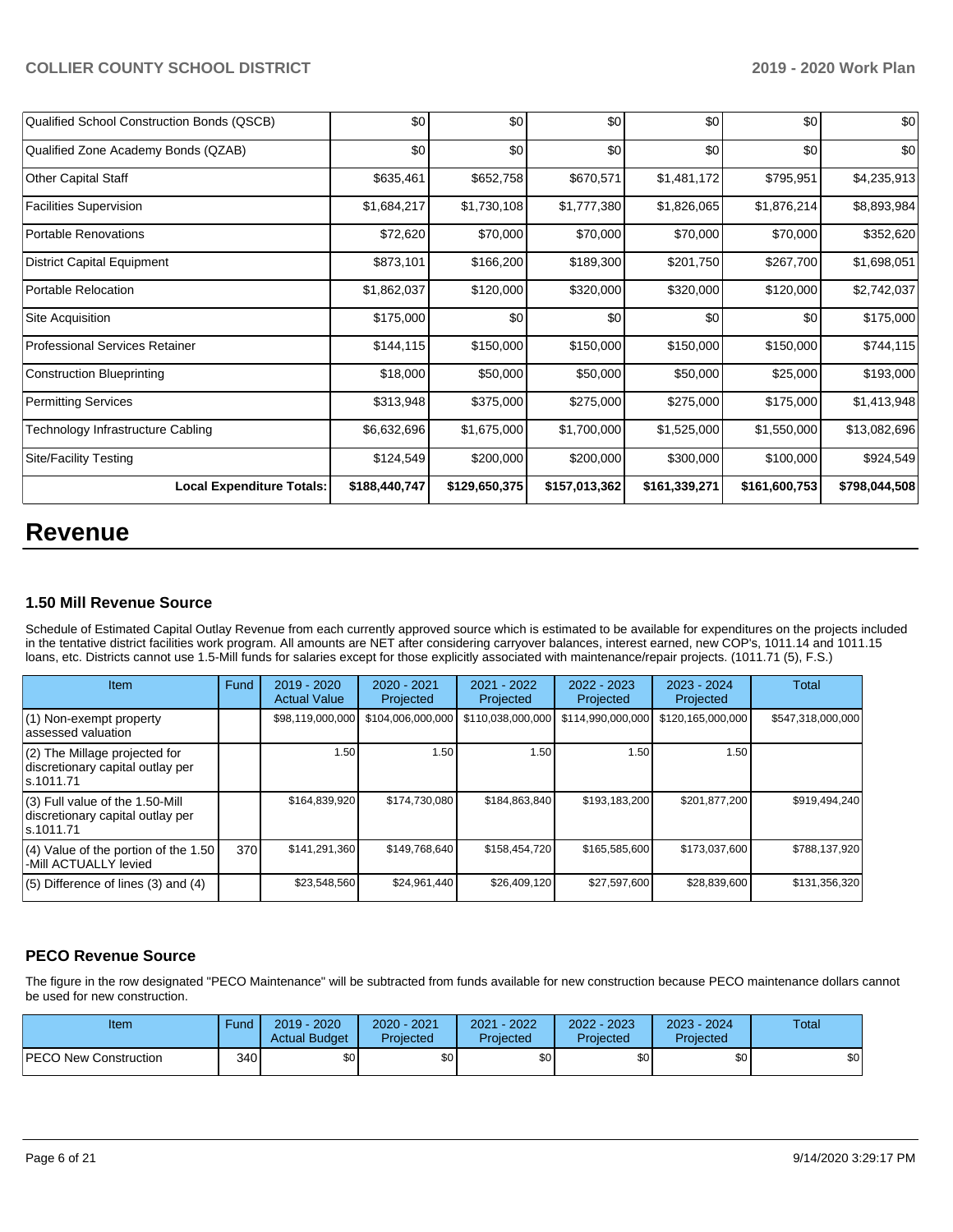| Qualified School Construction Bonds (QSCB) | $0 | $0 | $0 | $0 | $0 | $0 |
|---|---|---|---|---|---|---|
| Qualified Zone Academy Bonds (QZAB) | $0 | $0 | $0 | $0 | $0 | $0 |
| Other Capital Staff | $635,461 | $652,758 | $670,571 | $1,481,172 | $795,951 | $4,235,913 |
| Facilities Supervision | $1,684,217 | $1,730,108 | $1,777,380 | $1,826,065 | $1,876,214 | $8,893,984 |
| Portable Renovations | $72,620 | $70,000 | $70,000 | $70,000 | $70,000 | $352,620 |
| District Capital Equipment | $873,101 | $166,200 | $189,300 | $201,750 | $267,700 | $1,698,051 |
| Portable Relocation | $1,862,037 | $120,000 | $320,000 | $320,000 | $120,000 | $2,742,037 |
| Site Acquisition | $175,000 | $0 | $0 | $0 | $0 | $175,000 |
| Professional Services Retainer | $144,115 | $150,000 | $150,000 | $150,000 | $150,000 | $744,115 |
| Construction Blueprinting | $18,000 | $50,000 | $50,000 | $50,000 | $25,000 | $193,000 |
| Permitting Services | $313,948 | $375,000 | $275,000 | $275,000 | $175,000 | $1,413,948 |
| Technology Infrastructure Cabling | $6,632,696 | $1,675,000 | $1,700,000 | $1,525,000 | $1,550,000 | $13,082,696 |
| Site/Facility Testing | $124,549 | $200,000 | $200,000 | $300,000 | $100,000 | $924,549 |
| **Local Expenditure Totals:** | **$188,440,747** | **$129,650,375** | **$157,013,362** | **$161,339,271** | **$161,600,753** | **$798,044,508** |

# Revenue

### 1.50 Mill Revenue Source

Schedule of Estimated Capital Outlay Revenue from each currently approved source which is estimated to be available for expenditures on the projects included in the tentative district facilities work program. All amounts are NET after considering carryover balances, interest earned, new COP's, 1011.14 and 1011.15 loans, etc. Districts cannot use 1.5-Mill funds for salaries except for those explicitly associated with maintenance/repair projects. (1011.71 (5), F.S.)

| Item | Fund | 2019 - 2020 Actual Value | 2020 - 2021 Projected | 2021 - 2022 Projected | 2022 - 2023 Projected | 2023 - 2024 Projected | Total |
|---|---|---|---|---|---|---|---|
| (1) Non-exempt property assessed valuation | | $98,119,000,000 | $104,006,000,000 | $110,038,000,000 | $114,990,000,000 | $120,165,000,000 | $547,318,000,000 |
| (2) The Millage projected for discretionary capital outlay per s.1011.71 | | 1.50 | 1.50 | 1.50 | 1.50 | 1.50 | |
| (3) Full value of the 1.50-Mill discretionary capital outlay per s.1011.71 | | $164,839,920 | $174,730,080 | $184,863,840 | $193,183,200 | $201,877,200 | $919,494,240 |
| (4) Value of the portion of the 1.50 -Mill ACTUALLY levied | 370 | $141,291,360 | $149,768,640 | $158,454,720 | $165,585,600 | $173,037,600 | $788,137,920 |
| (5) Difference of lines (3) and (4) | | $23,548,560 | $24,961,440 | $26,409,120 | $27,597,600 | $28,839,600 | $131,356,320 |

### PECO Revenue Source

The figure in the row designated "PECO Maintenance" will be subtracted from funds available for new construction because PECO maintenance dollars cannot be used for new construction.

| Item | Fund | 2019 - 2020 Actual Budget | 2020 - 2021 Projected | 2021 - 2022 Projected | 2022 - 2023 Projected | 2023 - 2024 Projected | Total |
|---|---|---|---|---|---|---|---|
| PECO New Construction | 340 | $0 | $0 | $0 | $0 | $0 | $0 |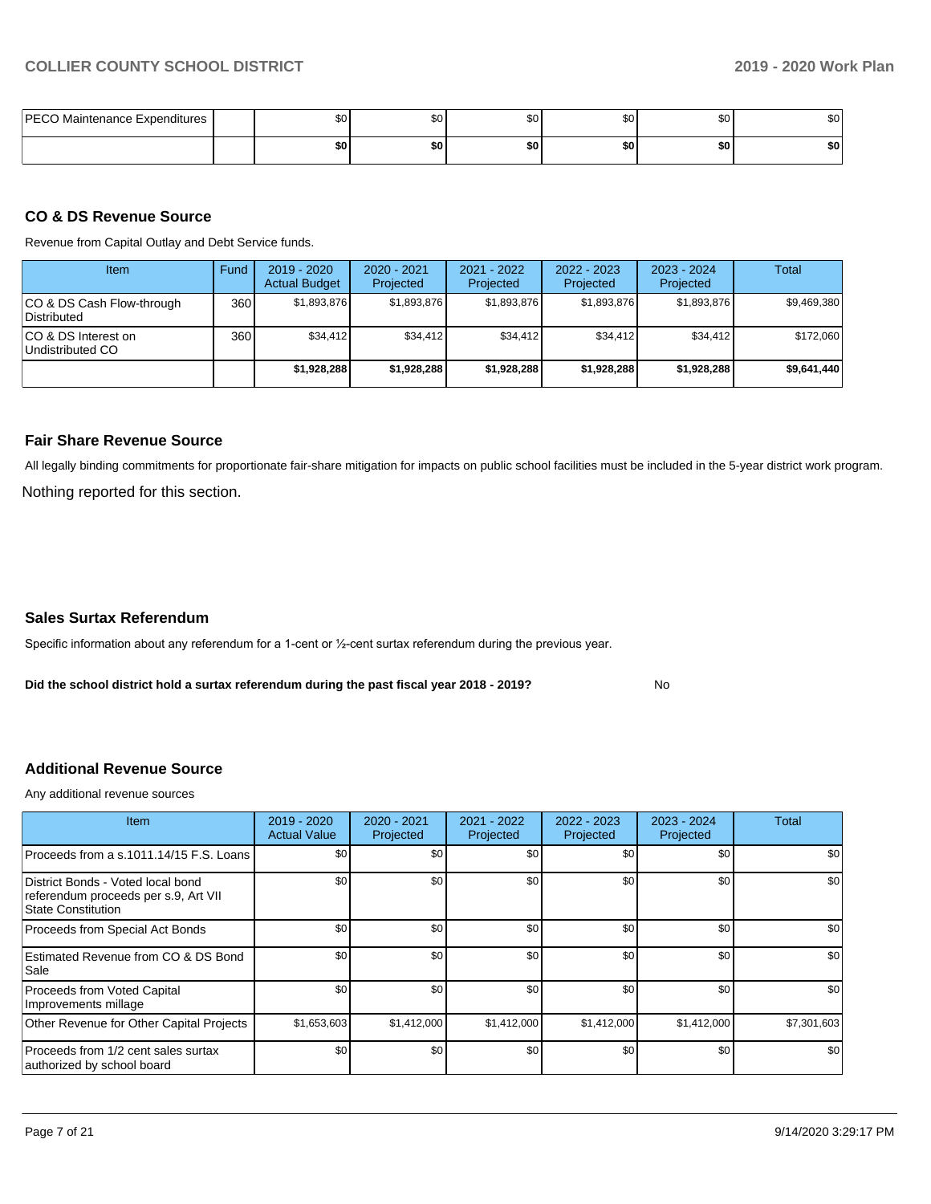| PECO Maintenance Expenditures | | $0 | $0 | $0 | $0 | $0 | $0 |
|---|---|---|---|---|---|---|---|
| | | **$0** | **$0** | **$0** | **$0** | **$0** | **$0** |

### CO & DS Revenue Source

Revenue from Capital Outlay and Debt Service funds.

| Item | Fund | 2019 - 2020 Actual Budget | 2020 - 2021 Projected | 2021 - 2022 Projected | 2022 - 2023 Projected | 2023 - 2024 Projected | Total |
|---|---|---|---|---|---|---|---|
| CO & DS Cash Flow-through Distributed | 360 | $1,893,876 | $1,893,876 | $1,893,876 | $1,893,876 | $1,893,876 | $9,469,380 |
| CO & DS Interest on Undistributed CO | 360 | $34,412 | $34,412 | $34,412 | $34,412 | $34,412 | $172,060 |
| | | **$1,928,288** | **$1,928,288** | **$1,928,288** | **$1,928,288** | **$1,928,288** | **$9,641,440** |

### Fair Share Revenue Source

All legally binding commitments for proportionate fair-share mitigation for impacts on public school facilities must be included in the 5-year district work program.

Nothing reported for this section.

### Sales Surtax Referendum

Specific information about any referendum for a 1-cent or ½-cent surtax referendum during the previous year.

**Did the school district hold a surtax referendum during the past fiscal year 2018 - 2019?** No

### Additional Revenue Source

Any additional revenue sources

| Item | 2019 - 2020 Actual Value | 2020 - 2021 Projected | 2021 - 2022 Projected | 2022 - 2023 Projected | 2023 - 2024 Projected | Total |
|---|---|---|---|---|---|---|
| Proceeds from a s.1011.14/15 F.S. Loans | $0 | $0 | $0 | $0 | $0 | $0 |
| District Bonds - Voted local bond referendum proceeds per s.9, Art VII State Constitution | $0 | $0 | $0 | $0 | $0 | $0 |
| Proceeds from Special Act Bonds | $0 | $0 | $0 | $0 | $0 | $0 |
| Estimated Revenue from CO & DS Bond Sale | $0 | $0 | $0 | $0 | $0 | $0 |
| Proceeds from Voted Capital Improvements millage | $0 | $0 | $0 | $0 | $0 | $0 |
| Other Revenue for Other Capital Projects | $1,653,603 | $1,412,000 | $1,412,000 | $1,412,000 | $1,412,000 | $7,301,603 |
| Proceeds from 1/2 cent sales surtax authorized by school board | $0 | $0 | $0 | $0 | $0 | $0 |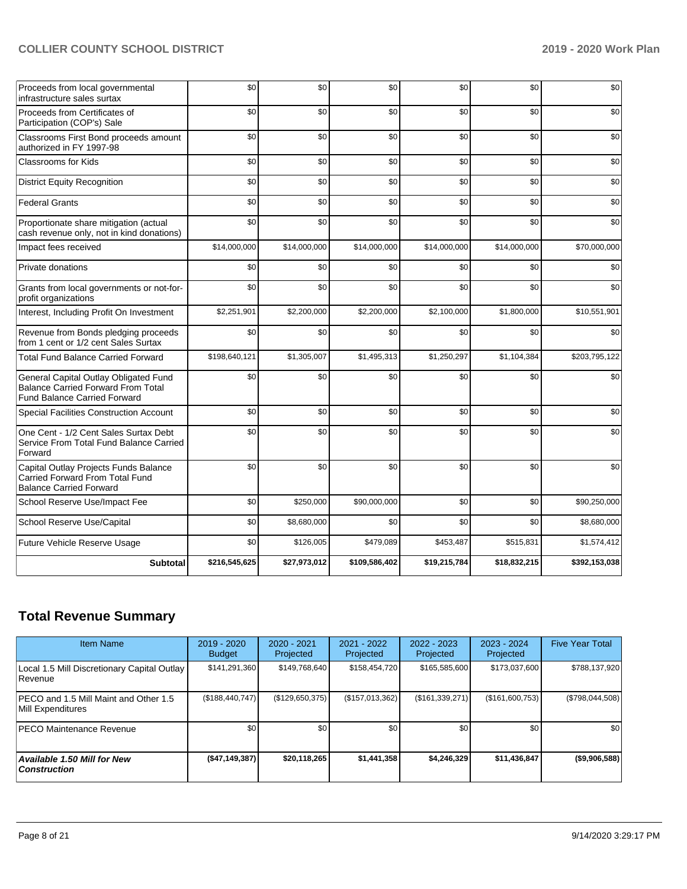| | | | | | | |
|---|---|---|---|---|---|---|
| Proceeds from local governmental infrastructure sales surtax | $0 | $0 | $0 | $0 | $0 | $0 |
| Proceeds from Certificates of Participation (COP's) Sale | $0 | $0 | $0 | $0 | $0 | $0 |
| Classrooms First Bond proceeds amount authorized in FY 1997-98 | $0 | $0 | $0 | $0 | $0 | $0 |
| Classrooms for Kids | $0 | $0 | $0 | $0 | $0 | $0 |
| District Equity Recognition | $0 | $0 | $0 | $0 | $0 | $0 |
| Federal Grants | $0 | $0 | $0 | $0 | $0 | $0 |
| Proportionate share mitigation (actual cash revenue only, not in kind donations) | $0 | $0 | $0 | $0 | $0 | $0 |
| Impact fees received | $14,000,000 | $14,000,000 | $14,000,000 | $14,000,000 | $14,000,000 | $70,000,000 |
| Private donations | $0 | $0 | $0 | $0 | $0 | $0 |
| Grants from local governments or not-for-profit organizations | $0 | $0 | $0 | $0 | $0 | $0 |
| Interest, Including Profit On Investment | $2,251,901 | $2,200,000 | $2,200,000 | $2,100,000 | $1,800,000 | $10,551,901 |
| Revenue from Bonds pledging proceeds from 1 cent or 1/2 cent Sales Surtax | $0 | $0 | $0 | $0 | $0 | $0 |
| Total Fund Balance Carried Forward | $198,640,121 | $1,305,007 | $1,495,313 | $1,250,297 | $1,104,384 | $203,795,122 |
| General Capital Outlay Obligated Fund Balance Carried Forward From Total Fund Balance Carried Forward | $0 | $0 | $0 | $0 | $0 | $0 |
| Special Facilities Construction Account | $0 | $0 | $0 | $0 | $0 | $0 |
| One Cent - 1/2 Cent Sales Surtax Debt Service From Total Fund Balance Carried Forward | $0 | $0 | $0 | $0 | $0 | $0 |
| Capital Outlay Projects Funds Balance Carried Forward From Total Fund Balance Carried Forward | $0 | $0 | $0 | $0 | $0 | $0 |
| School Reserve Use/Impact Fee | $0 | $250,000 | $90,000,000 | $0 | $0 | $90,250,000 |
| School Reserve Use/Capital | $0 | $8,680,000 | $0 | $0 | $0 | $8,680,000 |
| Future Vehicle Reserve Usage | $0 | $126,005 | $479,089 | $453,487 | $515,831 | $1,574,412 |
| **Subtotal** | **$216,545,625** | **$27,973,012** | **$109,586,402** | **$19,215,784** | **$18,832,215** | **$392,153,038** |

## Total Revenue Summary

| Item Name | 2019 - 2020 Budget | 2020 - 2021 Projected | 2021 - 2022 Projected | 2022 - 2023 Projected | 2023 - 2024 Projected | Five Year Total |
|---|---|---|---|---|---|---|
| Local 1.5 Mill Discretionary Capital Outlay Revenue | $141,291,360 | $149,768,640 | $158,454,720 | $165,585,600 | $173,037,600 | $788,137,920 |
| PECO and 1.5 Mill Maint and Other 1.5 Mill Expenditures | ($188,440,747) | ($129,650,375) | ($157,013,362) | ($161,339,271) | ($161,600,753) | ($798,044,508) |
| PECO Maintenance Revenue | $0 | $0 | $0 | $0 | $0 | $0 |
| ***Available 1.50 Mill for New Construction*** | **($47,149,387)** | **$20,118,265** | **$1,441,358** | **$4,246,329** | **$11,436,847** | **($9,906,588)** |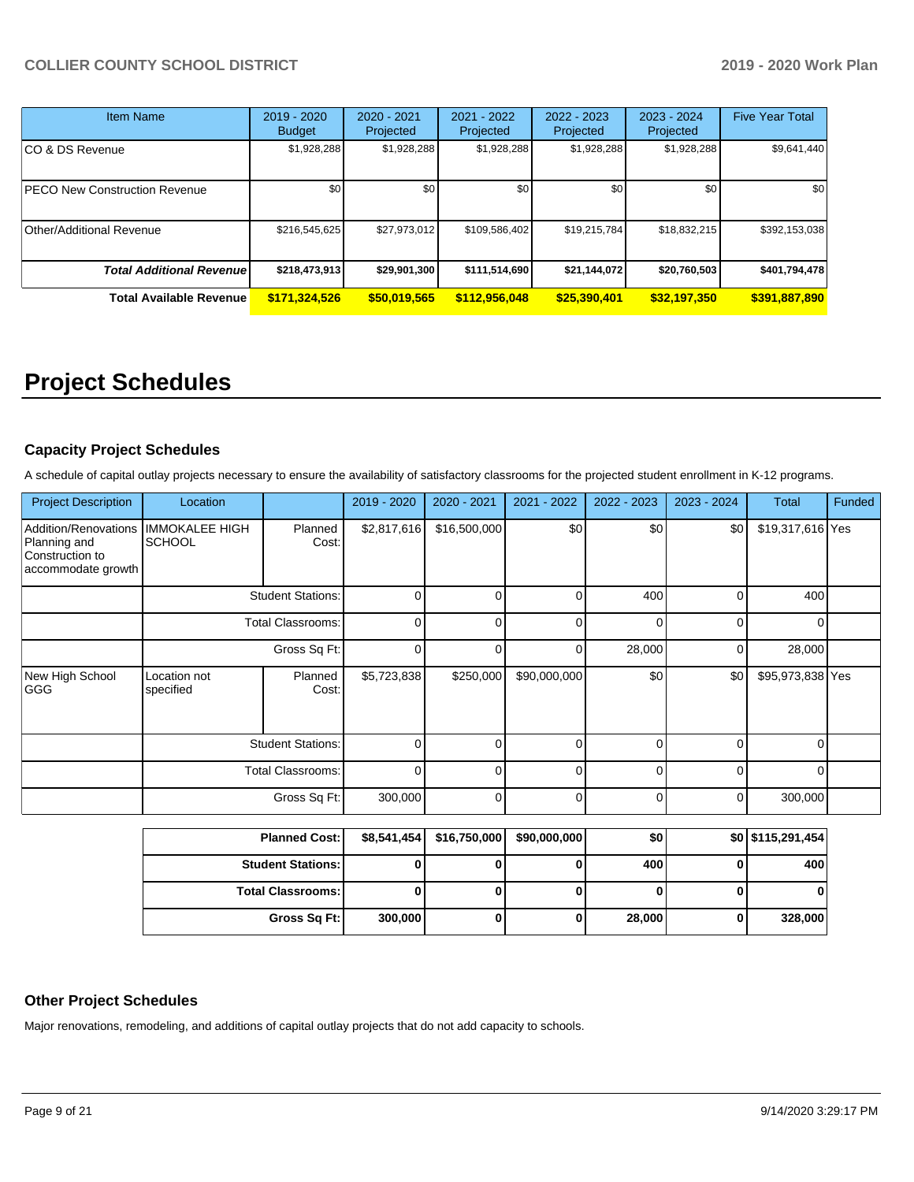| Item Name | 2019 - 2020 Budget | 2020 - 2021 Projected | 2021 - 2022 Projected | 2022 - 2023 Projected | 2023 - 2024 Projected | Five Year Total |
|---|---|---|---|---|---|---|
| CO & DS Revenue | $1,928,288 | $1,928,288 | $1,928,288 | $1,928,288 | $1,928,288 | $9,641,440 |
| PECO New Construction Revenue | $0 | $0 | $0 | $0 | $0 | $0 |
| Other/Additional Revenue | $216,545,625 | $27,973,012 | $109,586,402 | $19,215,784 | $18,832,215 | $392,153,038 |
| ***Total Additional Revenue*** | **$218,473,913** | **$29,901,300** | **$111,514,690** | **$21,144,072** | **$20,760,503** | **$401,794,478** |
| **Total Available Revenue** | **$171,324,526** | **$50,019,565** | **$112,956,048** | **$25,390,401** | **$32,197,350** | **$391,887,890** |

# Project Schedules

### Capacity Project Schedules

A schedule of capital outlay projects necessary to ensure the availability of satisfactory classrooms for the projected student enrollment in K-12 programs.

| Project Description | Location | | 2019 - 2020 | 2020 - 2021 | 2021 - 2022 | 2022 - 2023 | 2023 - 2024 | Total | Funded |
|---|---|---|---|---|---|---|---|---|---|
| Addition/Renovations Planning and Construction to accommodate growth | IMMOKALEE HIGH SCHOOL | Planned Cost: | $2,817,616 | $16,500,000 | $0 | $0 | $0 | $19,317,616 | Yes |
| | | Student Stations: | 0 | 0 | 0 | 400 | 0 | 400 | |
| | | Total Classrooms: | 0 | 0 | 0 | 0 | 0 | 0 | |
| | | Gross Sq Ft: | 0 | 0 | 0 | 28,000 | 0 | 28,000 | |
| New High School GGG | Location not specified | Planned Cost: | $5,723,838 | $250,000 | $90,000,000 | $0 | $0 | $95,973,838 | Yes |
| | | Student Stations: | 0 | 0 | 0 | 0 | 0 | 0 | |
| | | Total Classrooms: | 0 | 0 | 0 | 0 | 0 | 0 | |
| | | Gross Sq Ft: | 300,000 | 0 | 0 | 0 | 0 | 300,000 | |

| | 2019 - 2020 | 2020 - 2021 | 2021 - 2022 | 2022 - 2023 | 2023 - 2024 | Total |
|---|---|---|---|---|---|---|
| **Planned Cost:** | **$8,541,454** | **$16,750,000** | **$90,000,000** | **$0** | **$0** | **$115,291,454** |
| **Student Stations:** | **0** | **0** | **0** | **400** | **0** | **400** |
| **Total Classrooms:** | **0** | **0** | **0** | **0** | **0** | **0** |
| **Gross Sq Ft:** | **300,000** | **0** | **0** | **28,000** | **0** | **328,000** |

### Other Project Schedules

Major renovations, remodeling, and additions of capital outlay projects that do not add capacity to schools.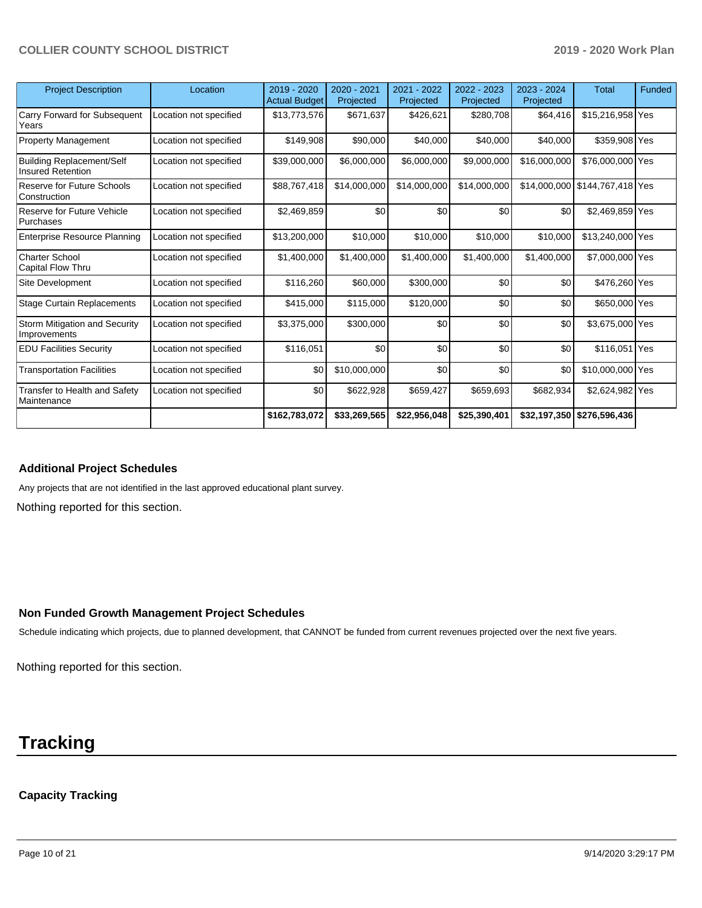| Project Description | Location | 2019 - 2020 Actual Budget | 2020 - 2021 Projected | 2021 - 2022 Projected | 2022 - 2023 Projected | 2023 - 2024 Projected | Total | Funded |
|---|---|---|---|---|---|---|---|---|
| Carry Forward for Subsequent Years | Location not specified | $13,773,576 | $671,637 | $426,621 | $280,708 | $64,416 | $15,216,958 | Yes |
| Property Management | Location not specified | $149,908 | $90,000 | $40,000 | $40,000 | $40,000 | $359,908 | Yes |
| Building Replacement/Self Insured Retention | Location not specified | $39,000,000 | $6,000,000 | $6,000,000 | $9,000,000 | $16,000,000 | $76,000,000 | Yes |
| Reserve for Future Schools Construction | Location not specified | $88,767,418 | $14,000,000 | $14,000,000 | $14,000,000 | $14,000,000 | $144,767,418 | Yes |
| Reserve for Future Vehicle Purchases | Location not specified | $2,469,859 | $0 | $0 | $0 | $0 | $2,469,859 | Yes |
| Enterprise Resource Planning | Location not specified | $13,200,000 | $10,000 | $10,000 | $10,000 | $10,000 | $13,240,000 | Yes |
| Charter School Capital Flow Thru | Location not specified | $1,400,000 | $1,400,000 | $1,400,000 | $1,400,000 | $1,400,000 | $7,000,000 | Yes |
| Site Development | Location not specified | $116,260 | $60,000 | $300,000 | $0 | $0 | $476,260 | Yes |
| Stage Curtain Replacements | Location not specified | $415,000 | $115,000 | $120,000 | $0 | $0 | $650,000 | Yes |
| Storm Mitigation and Security Improvements | Location not specified | $3,375,000 | $300,000 | $0 | $0 | $0 | $3,675,000 | Yes |
| EDU Facilities Security | Location not specified | $116,051 | $0 | $0 | $0 | $0 | $116,051 | Yes |
| Transportation Facilities | Location not specified | $0 | $10,000,000 | $0 | $0 | $0 | $10,000,000 | Yes |
| Transfer to Health and Safety Maintenance | Location not specified | $0 | $622,928 | $659,427 | $659,693 | $682,934 | $2,624,982 | Yes |
| | | **$162,783,072** | **$33,269,565** | **$22,956,048** | **$25,390,401** | **$32,197,350** | **$276,596,436** | |

### Additional Project Schedules

Any projects that are not identified in the last approved educational plant survey.

Nothing reported for this section.

### Non Funded Growth Management Project Schedules

Schedule indicating which projects, due to planned development, that CANNOT be funded from current revenues projected over the next five years.

Nothing reported for this section.

# Tracking

### Capacity Tracking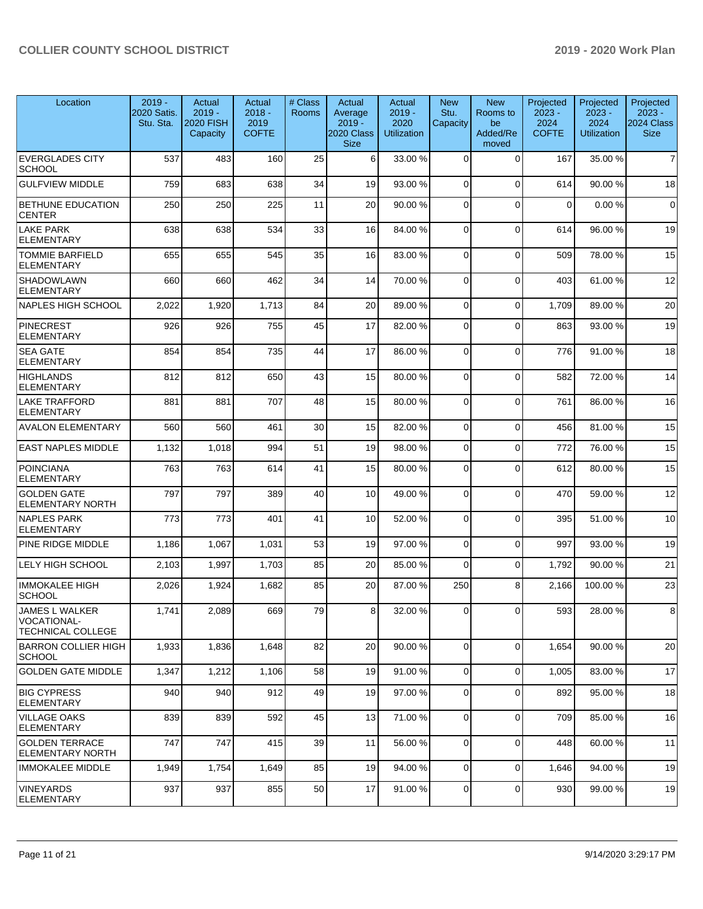| Location | 2019 - 2020 Satis. Stu. Sta. | Actual 2019 - 2020 FISH Capacity | Actual 2018 - 2019 COFTE | # Class Rooms | Actual Average 2019 - 2020 Class Size | Actual 2019 - 2020 Utilization | New Stu. Capacity | New Rooms to be Added/Removed | Projected 2023 - 2024 COFTE | Projected 2023 - 2024 Utilization | Projected 2023 - 2024 Class Size |
|---|---|---|---|---|---|---|---|---|---|---|---|
| EVERGLADES CITY SCHOOL | 537 | 483 | 160 | 25 | 6 | 33.00 % | 0 | 0 | 167 | 35.00 % | 7 |
| GULFVIEW MIDDLE | 759 | 683 | 638 | 34 | 19 | 93.00 % | 0 | 0 | 614 | 90.00 % | 18 |
| BETHUNE EDUCATION CENTER | 250 | 250 | 225 | 11 | 20 | 90.00 % | 0 | 0 | 0 | 0.00 % | 0 |
| LAKE PARK ELEMENTARY | 638 | 638 | 534 | 33 | 16 | 84.00 % | 0 | 0 | 614 | 96.00 % | 19 |
| TOMMIE BARFIELD ELEMENTARY | 655 | 655 | 545 | 35 | 16 | 83.00 % | 0 | 0 | 509 | 78.00 % | 15 |
| SHADOWLAWN ELEMENTARY | 660 | 660 | 462 | 34 | 14 | 70.00 % | 0 | 0 | 403 | 61.00 % | 12 |
| NAPLES HIGH SCHOOL | 2,022 | 1,920 | 1,713 | 84 | 20 | 89.00 % | 0 | 0 | 1,709 | 89.00 % | 20 |
| PINECREST ELEMENTARY | 926 | 926 | 755 | 45 | 17 | 82.00 % | 0 | 0 | 863 | 93.00 % | 19 |
| SEA GATE ELEMENTARY | 854 | 854 | 735 | 44 | 17 | 86.00 % | 0 | 0 | 776 | 91.00 % | 18 |
| HIGHLANDS ELEMENTARY | 812 | 812 | 650 | 43 | 15 | 80.00 % | 0 | 0 | 582 | 72.00 % | 14 |
| LAKE TRAFFORD ELEMENTARY | 881 | 881 | 707 | 48 | 15 | 80.00 % | 0 | 0 | 761 | 86.00 % | 16 |
| AVALON ELEMENTARY | 560 | 560 | 461 | 30 | 15 | 82.00 % | 0 | 0 | 456 | 81.00 % | 15 |
| EAST NAPLES MIDDLE | 1,132 | 1,018 | 994 | 51 | 19 | 98.00 % | 0 | 0 | 772 | 76.00 % | 15 |
| POINCIANA ELEMENTARY | 763 | 763 | 614 | 41 | 15 | 80.00 % | 0 | 0 | 612 | 80.00 % | 15 |
| GOLDEN GATE ELEMENTARY NORTH | 797 | 797 | 389 | 40 | 10 | 49.00 % | 0 | 0 | 470 | 59.00 % | 12 |
| NAPLES PARK ELEMENTARY | 773 | 773 | 401 | 41 | 10 | 52.00 % | 0 | 0 | 395 | 51.00 % | 10 |
| PINE RIDGE MIDDLE | 1,186 | 1,067 | 1,031 | 53 | 19 | 97.00 % | 0 | 0 | 997 | 93.00 % | 19 |
| LELY HIGH SCHOOL | 2,103 | 1,997 | 1,703 | 85 | 20 | 85.00 % | 0 | 0 | 1,792 | 90.00 % | 21 |
| IMMOKALEE HIGH SCHOOL | 2,026 | 1,924 | 1,682 | 85 | 20 | 87.00 % | 250 | 8 | 2,166 | 100.00 % | 23 |
| JAMES L WALKER VOCATIONAL-TECHNICAL COLLEGE | 1,741 | 2,089 | 669 | 79 | 8 | 32.00 % | 0 | 0 | 593 | 28.00 % | 8 |
| BARRON COLLIER HIGH SCHOOL | 1,933 | 1,836 | 1,648 | 82 | 20 | 90.00 % | 0 | 0 | 1,654 | 90.00 % | 20 |
| GOLDEN GATE MIDDLE | 1,347 | 1,212 | 1,106 | 58 | 19 | 91.00 % | 0 | 0 | 1,005 | 83.00 % | 17 |
| BIG CYPRESS ELEMENTARY | 940 | 940 | 912 | 49 | 19 | 97.00 % | 0 | 0 | 892 | 95.00 % | 18 |
| VILLAGE OAKS ELEMENTARY | 839 | 839 | 592 | 45 | 13 | 71.00 % | 0 | 0 | 709 | 85.00 % | 16 |
| GOLDEN TERRACE ELEMENTARY NORTH | 747 | 747 | 415 | 39 | 11 | 56.00 % | 0 | 0 | 448 | 60.00 % | 11 |
| IMMOKALEE MIDDLE | 1,949 | 1,754 | 1,649 | 85 | 19 | 94.00 % | 0 | 0 | 1,646 | 94.00 % | 19 |
| VINEYARDS ELEMENTARY | 937 | 937 | 855 | 50 | 17 | 91.00 % | 0 | 0 | 930 | 99.00 % | 19 |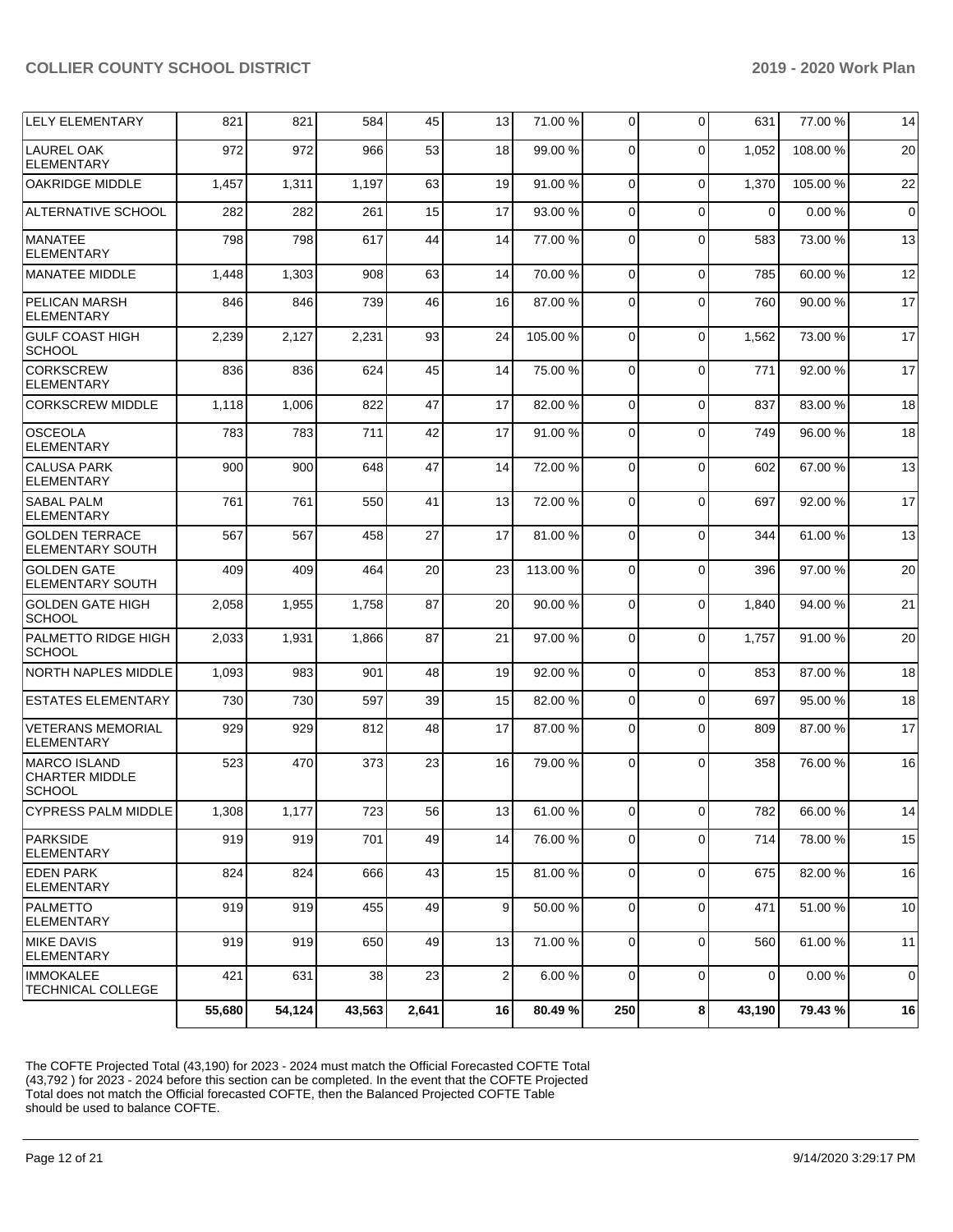| | | | | | | | | | | |
|---|---|---|---|---|---|---|---|---|---|---|
| LELY ELEMENTARY | 821 | 821 | 584 | 45 | 13 | 71.00 % | 0 | 0 | 631 | 77.00 % | 14 |
| LAUREL OAK ELEMENTARY | 972 | 972 | 966 | 53 | 18 | 99.00 % | 0 | 0 | 1,052 | 108.00 % | 20 |
| OAKRIDGE MIDDLE | 1,457 | 1,311 | 1,197 | 63 | 19 | 91.00 % | 0 | 0 | 1,370 | 105.00 % | 22 |
| ALTERNATIVE SCHOOL | 282 | 282 | 261 | 15 | 17 | 93.00 % | 0 | 0 | 0 | 0.00 % | 0 |
| MANATEE ELEMENTARY | 798 | 798 | 617 | 44 | 14 | 77.00 % | 0 | 0 | 583 | 73.00 % | 13 |
| MANATEE MIDDLE | 1,448 | 1,303 | 908 | 63 | 14 | 70.00 % | 0 | 0 | 785 | 60.00 % | 12 |
| PELICAN MARSH ELEMENTARY | 846 | 846 | 739 | 46 | 16 | 87.00 % | 0 | 0 | 760 | 90.00 % | 17 |
| GULF COAST HIGH SCHOOL | 2,239 | 2,127 | 2,231 | 93 | 24 | 105.00 % | 0 | 0 | 1,562 | 73.00 % | 17 |
| CORKSCREW ELEMENTARY | 836 | 836 | 624 | 45 | 14 | 75.00 % | 0 | 0 | 771 | 92.00 % | 17 |
| CORKSCREW MIDDLE | 1,118 | 1,006 | 822 | 47 | 17 | 82.00 % | 0 | 0 | 837 | 83.00 % | 18 |
| OSCEOLA ELEMENTARY | 783 | 783 | 711 | 42 | 17 | 91.00 % | 0 | 0 | 749 | 96.00 % | 18 |
| CALUSA PARK ELEMENTARY | 900 | 900 | 648 | 47 | 14 | 72.00 % | 0 | 0 | 602 | 67.00 % | 13 |
| SABAL PALM ELEMENTARY | 761 | 761 | 550 | 41 | 13 | 72.00 % | 0 | 0 | 697 | 92.00 % | 17 |
| GOLDEN TERRACE ELEMENTARY SOUTH | 567 | 567 | 458 | 27 | 17 | 81.00 % | 0 | 0 | 344 | 61.00 % | 13 |
| GOLDEN GATE ELEMENTARY SOUTH | 409 | 409 | 464 | 20 | 23 | 113.00 % | 0 | 0 | 396 | 97.00 % | 20 |
| GOLDEN GATE HIGH SCHOOL | 2,058 | 1,955 | 1,758 | 87 | 20 | 90.00 % | 0 | 0 | 1,840 | 94.00 % | 21 |
| PALMETTO RIDGE HIGH SCHOOL | 2,033 | 1,931 | 1,866 | 87 | 21 | 97.00 % | 0 | 0 | 1,757 | 91.00 % | 20 |
| NORTH NAPLES MIDDLE | 1,093 | 983 | 901 | 48 | 19 | 92.00 % | 0 | 0 | 853 | 87.00 % | 18 |
| ESTATES ELEMENTARY | 730 | 730 | 597 | 39 | 15 | 82.00 % | 0 | 0 | 697 | 95.00 % | 18 |
| VETERANS MEMORIAL ELEMENTARY | 929 | 929 | 812 | 48 | 17 | 87.00 % | 0 | 0 | 809 | 87.00 % | 17 |
| MARCO ISLAND CHARTER MIDDLE SCHOOL | 523 | 470 | 373 | 23 | 16 | 79.00 % | 0 | 0 | 358 | 76.00 % | 16 |
| CYPRESS PALM MIDDLE | 1,308 | 1,177 | 723 | 56 | 13 | 61.00 % | 0 | 0 | 782 | 66.00 % | 14 |
| PARKSIDE ELEMENTARY | 919 | 919 | 701 | 49 | 14 | 76.00 % | 0 | 0 | 714 | 78.00 % | 15 |
| EDEN PARK ELEMENTARY | 824 | 824 | 666 | 43 | 15 | 81.00 % | 0 | 0 | 675 | 82.00 % | 16 |
| PALMETTO ELEMENTARY | 919 | 919 | 455 | 49 | 9 | 50.00 % | 0 | 0 | 471 | 51.00 % | 10 |
| MIKE DAVIS ELEMENTARY | 919 | 919 | 650 | 49 | 13 | 71.00 % | 0 | 0 | 560 | 61.00 % | 11 |
| IMMOKALEE TECHNICAL COLLEGE | 421 | 631 | 38 | 23 | 2 | 6.00 % | 0 | 0 | 0 | 0.00 % | 0 |
| | **55,680** | **54,124** | **43,563** | **2,641** | **16** | **80.49 %** | **250** | **8** | **43,190** | **79.43 %** | **16** |

The COFTE Projected Total (43,190) for 2023 - 2024 must match the Official Forecasted COFTE Total (43,792 ) for 2023 - 2024 before this section can be completed. In the event that the COFTE Projected Total does not match the Official forecasted COFTE, then the Balanced Projected COFTE Table should be used to balance COFTE.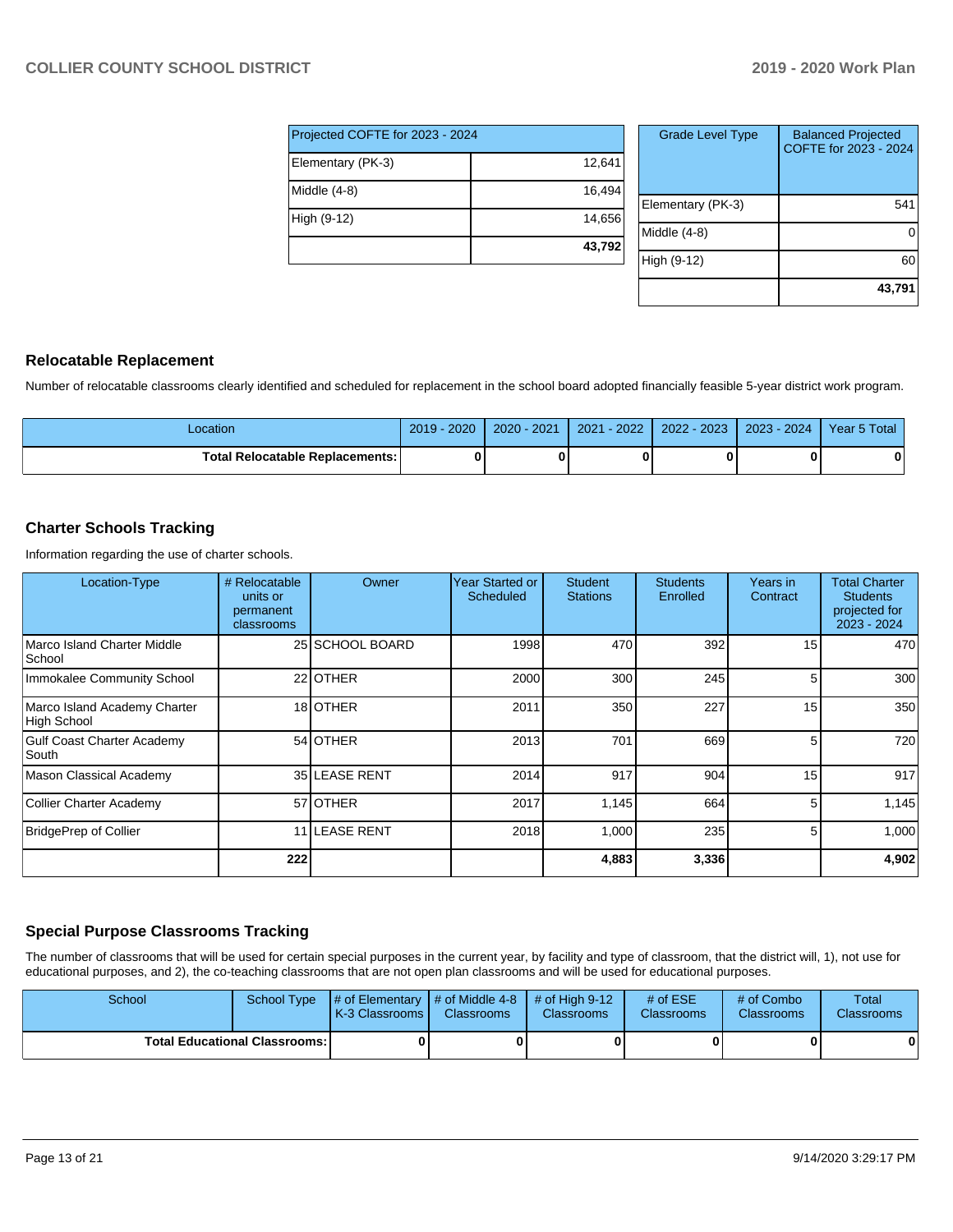| Projected COFTE for 2023 - 2024 | |
|---|---|
| Elementary (PK-3) | 12,641 |
| Middle (4-8) | 16,494 |
| High (9-12) | 14,656 |
| | **43,792** |

| Grade Level Type | Balanced Projected COFTE for 2023 - 2024 |
|---|---|
| Elementary (PK-3) | 541 |
| Middle (4-8) | 0 |
| High (9-12) | 60 |
| | **43,791** |

## Relocatable Replacement

Number of relocatable classrooms clearly identified and scheduled for replacement in the school board adopted financially feasible 5-year district work program.

| Location | 2019 - 2020 | 2020 - 2021 | 2021 - 2022 | 2022 - 2023 | 2023 - 2024 | Year 5 Total |
|---|---|---|---|---|---|---|
| **Total Relocatable Replacements:** | **0** | **0** | **0** | **0** | **0** | **0** |

## Charter Schools Tracking

Information regarding the use of charter schools.

| Location-Type | # Relocatable units or permanent classrooms | Owner | Year Started or Scheduled | Student Stations | Students Enrolled | Years in Contract | Total Charter Students projected for 2023 - 2024 |
|---|---|---|---|---|---|---|---|
| Marco Island Charter Middle School | 25 | SCHOOL BOARD | 1998 | 470 | 392 | 15 | 470 |
| Immokalee Community School | 22 | OTHER | 2000 | 300 | 245 | 5 | 300 |
| Marco Island Academy Charter High School | 18 | OTHER | 2011 | 350 | 227 | 15 | 350 |
| Gulf Coast Charter Academy South | 54 | OTHER | 2013 | 701 | 669 | 5 | 720 |
| Mason Classical Academy | 35 | LEASE RENT | 2014 | 917 | 904 | 15 | 917 |
| Collier Charter Academy | 57 | OTHER | 2017 | 1,145 | 664 | 5 | 1,145 |
| BridgePrep of Collier | 11 | LEASE RENT | 2018 | 1,000 | 235 | 5 | 1,000 |
| | **222** | | | **4,883** | **3,336** | | **4,902** |

## Special Purpose Classrooms Tracking

The number of classrooms that will be used for certain special purposes in the current year, by facility and type of classroom, that the district will, 1), not use for educational purposes, and 2), the co-teaching classrooms that are not open plan classrooms and will be used for educational purposes.

| School | School Type | # of Elementary K-3 Classrooms | # of Middle 4-8 Classrooms | # of High 9-12 Classrooms | # of ESE Classrooms | # of Combo Classrooms | Total Classrooms |
|---|---|---|---|---|---|---|---|
| **Total Educational Classrooms:** | | **0** | **0** | **0** | **0** | **0** | **0** |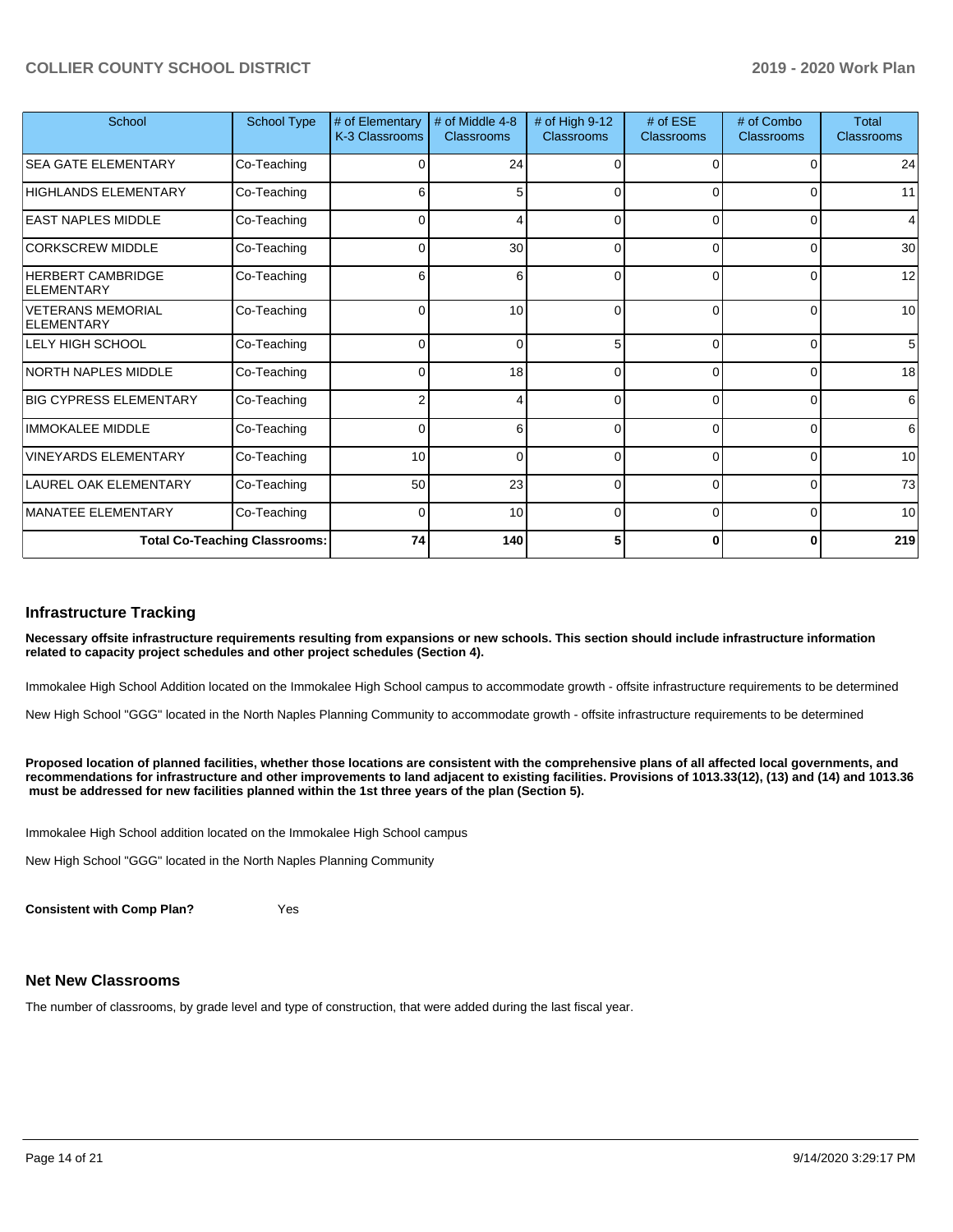| School | School Type | # of Elementary K-3 Classrooms | # of Middle 4-8 Classrooms | # of High 9-12 Classrooms | # of ESE Classrooms | # of Combo Classrooms | Total Classrooms |
|---|---|---|---|---|---|---|---|
| SEA GATE ELEMENTARY | Co-Teaching | 0 | 24 | 0 | 0 | 0 | 24 |
| HIGHLANDS ELEMENTARY | Co-Teaching | 6 | 5 | 0 | 0 | 0 | 11 |
| EAST NAPLES MIDDLE | Co-Teaching | 0 | 4 | 0 | 0 | 0 | 4 |
| CORKSCREW MIDDLE | Co-Teaching | 0 | 30 | 0 | 0 | 0 | 30 |
| HERBERT CAMBRIDGE ELEMENTARY | Co-Teaching | 6 | 6 | 0 | 0 | 0 | 12 |
| VETERANS MEMORIAL ELEMENTARY | Co-Teaching | 0 | 10 | 0 | 0 | 0 | 10 |
| LELY HIGH SCHOOL | Co-Teaching | 0 | 0 | 5 | 0 | 0 | 5 |
| NORTH NAPLES MIDDLE | Co-Teaching | 0 | 18 | 0 | 0 | 0 | 18 |
| BIG CYPRESS ELEMENTARY | Co-Teaching | 2 | 4 | 0 | 0 | 0 | 6 |
| IMMOKALEE MIDDLE | Co-Teaching | 0 | 6 | 0 | 0 | 0 | 6 |
| VINEYARDS ELEMENTARY | Co-Teaching | 10 | 0 | 0 | 0 | 0 | 10 |
| LAUREL OAK ELEMENTARY | Co-Teaching | 50 | 23 | 0 | 0 | 0 | 73 |
| MANATEE ELEMENTARY | Co-Teaching | 0 | 10 | 0 | 0 | 0 | 10 |
| **Total Co-Teaching Classrooms:** | | **74** | **140** | **5** | **0** | **0** | **219** |

## Infrastructure Tracking

**Necessary offsite infrastructure requirements resulting from expansions or new schools. This section should include infrastructure information related to capacity project schedules and other project schedules (Section 4).**

Immokalee High School Addition located on the Immokalee High School campus to accommodate growth - offsite infrastructure requirements to be determined

New High School "GGG" located in the North Naples Planning Community to accommodate growth - offsite infrastructure requirements to be determined

**Proposed location of planned facilities, whether those locations are consistent with the comprehensive plans of all affected local governments, and recommendations for infrastructure and other improvements to land adjacent to existing facilities. Provisions of 1013.33(12), (13) and (14) and 1013.36 must be addressed for new facilities planned within the 1st three years of the plan (Section 5).**

Immokalee High School addition located on the Immokalee High School campus

New High School "GGG" located in the North Naples Planning Community

**Consistent with Comp Plan?** Yes

## Net New Classrooms

The number of classrooms, by grade level and type of construction, that were added during the last fiscal year.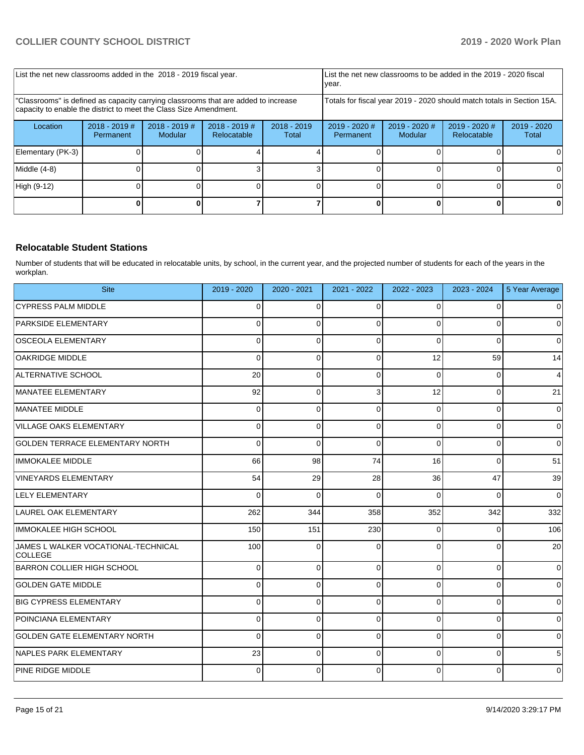| List the net new classrooms added in the 2018 - 2019 fiscal year. | | | | | List the net new classrooms to be added in the 2019 - 2020 fiscal year. | | | |
|---|---|---|---|---|---|---|---|---|
| "Classrooms" is defined as capacity carrying classrooms that are added to increase capacity to enable the district to meet the Class Size Amendment. | | | | | Totals for fiscal year 2019 - 2020 should match totals in Section 15A. | | | |
| Location | 2018 - 2019 # Permanent | 2018 - 2019 # Modular | 2018 - 2019 # Relocatable | 2018 - 2019 Total | 2019 - 2020 # Permanent | 2019 - 2020 # Modular | 2019 - 2020 # Relocatable | 2019 - 2020 Total |
| Elementary (PK-3) | 0 | 0 | 4 | 4 | 0 | 0 | 0 | 0 |
| Middle (4-8) | 0 | 0 | 3 | 3 | 0 | 0 | 0 | 0 |
| High (9-12) | 0 | 0 | 0 | 0 | 0 | 0 | 0 | 0 |
| | **0** | **0** | **7** | **7** | **0** | **0** | **0** | **0** |

## Relocatable Student Stations

Number of students that will be educated in relocatable units, by school, in the current year, and the projected number of students for each of the years in the workplan.

| Site | 2019 - 2020 | 2020 - 2021 | 2021 - 2022 | 2022 - 2023 | 2023 - 2024 | 5 Year Average |
|---|---|---|---|---|---|---|
| CYPRESS PALM MIDDLE | 0 | 0 | 0 | 0 | 0 | 0 |
| PARKSIDE ELEMENTARY | 0 | 0 | 0 | 0 | 0 | 0 |
| OSCEOLA ELEMENTARY | 0 | 0 | 0 | 0 | 0 | 0 |
| OAKRIDGE MIDDLE | 0 | 0 | 0 | 12 | 59 | 14 |
| ALTERNATIVE SCHOOL | 20 | 0 | 0 | 0 | 0 | 4 |
| MANATEE ELEMENTARY | 92 | 0 | 3 | 12 | 0 | 21 |
| MANATEE MIDDLE | 0 | 0 | 0 | 0 | 0 | 0 |
| VILLAGE OAKS ELEMENTARY | 0 | 0 | 0 | 0 | 0 | 0 |
| GOLDEN TERRACE ELEMENTARY NORTH | 0 | 0 | 0 | 0 | 0 | 0 |
| IMMOKALEE MIDDLE | 66 | 98 | 74 | 16 | 0 | 51 |
| VINEYARDS ELEMENTARY | 54 | 29 | 28 | 36 | 47 | 39 |
| LELY ELEMENTARY | 0 | 0 | 0 | 0 | 0 | 0 |
| LAUREL OAK ELEMENTARY | 262 | 344 | 358 | 352 | 342 | 332 |
| IMMOKALEE HIGH SCHOOL | 150 | 151 | 230 | 0 | 0 | 106 |
| JAMES L WALKER VOCATIONAL-TECHNICAL COLLEGE | 100 | 0 | 0 | 0 | 0 | 20 |
| BARRON COLLIER HIGH SCHOOL | 0 | 0 | 0 | 0 | 0 | 0 |
| GOLDEN GATE MIDDLE | 0 | 0 | 0 | 0 | 0 | 0 |
| BIG CYPRESS ELEMENTARY | 0 | 0 | 0 | 0 | 0 | 0 |
| POINCIANA ELEMENTARY | 0 | 0 | 0 | 0 | 0 | 0 |
| GOLDEN GATE ELEMENTARY NORTH | 0 | 0 | 0 | 0 | 0 | 0 |
| NAPLES PARK ELEMENTARY | 23 | 0 | 0 | 0 | 0 | 5 |
| PINE RIDGE MIDDLE | 0 | 0 | 0 | 0 | 0 | 0 |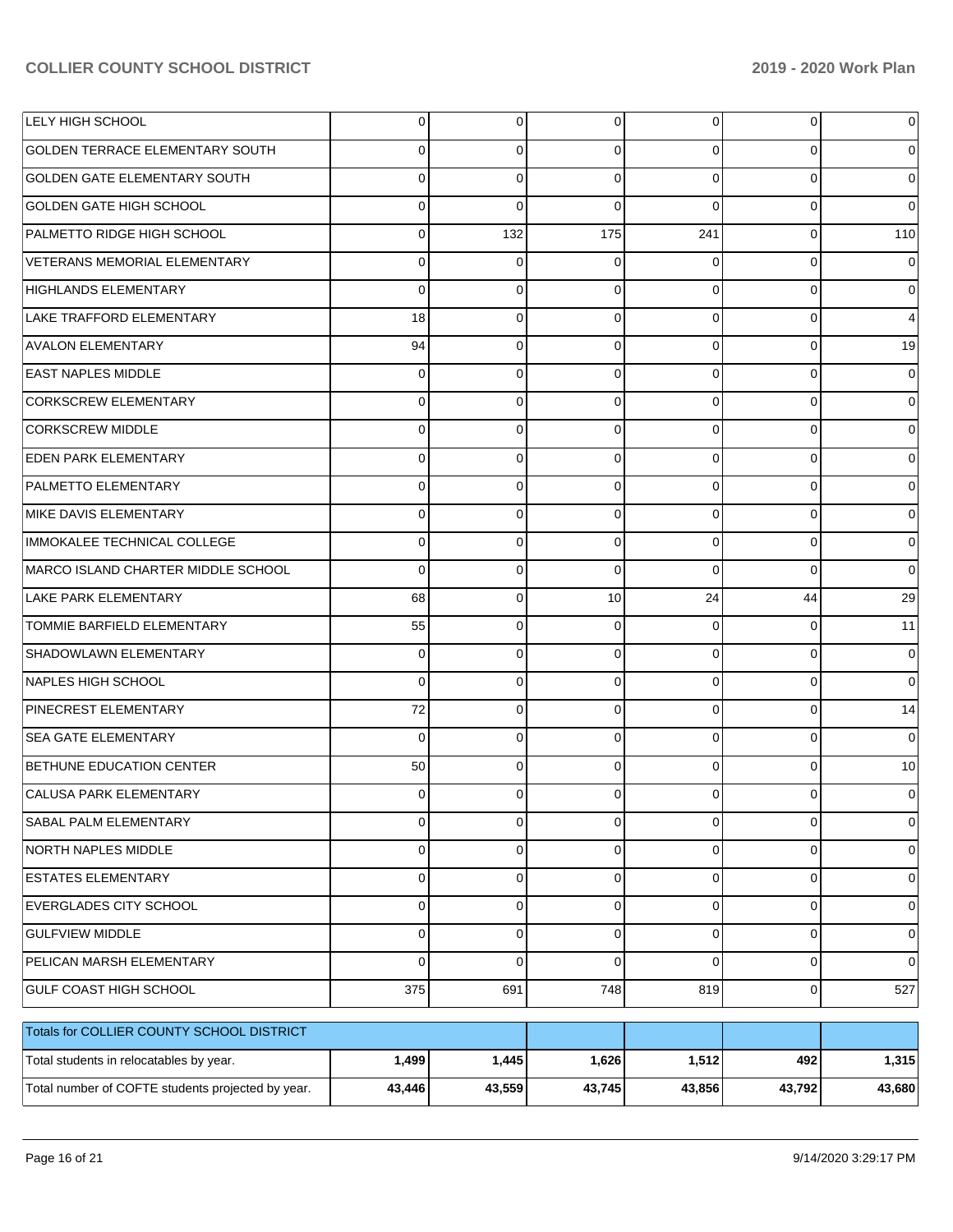| | | | | | | |
|---|---|---|---|---|---|---|
| LELY HIGH SCHOOL | 0 | 0 | 0 | 0 | 0 | 0 |
| GOLDEN TERRACE ELEMENTARY SOUTH | 0 | 0 | 0 | 0 | 0 | 0 |
| GOLDEN GATE ELEMENTARY SOUTH | 0 | 0 | 0 | 0 | 0 | 0 |
| GOLDEN GATE HIGH SCHOOL | 0 | 0 | 0 | 0 | 0 | 0 |
| PALMETTO RIDGE HIGH SCHOOL | 0 | 132 | 175 | 241 | 0 | 110 |
| VETERANS MEMORIAL ELEMENTARY | 0 | 0 | 0 | 0 | 0 | 0 |
| HIGHLANDS ELEMENTARY | 0 | 0 | 0 | 0 | 0 | 0 |
| LAKE TRAFFORD ELEMENTARY | 18 | 0 | 0 | 0 | 0 | 4 |
| AVALON ELEMENTARY | 94 | 0 | 0 | 0 | 0 | 19 |
| EAST NAPLES MIDDLE | 0 | 0 | 0 | 0 | 0 | 0 |
| CORKSCREW ELEMENTARY | 0 | 0 | 0 | 0 | 0 | 0 |
| CORKSCREW MIDDLE | 0 | 0 | 0 | 0 | 0 | 0 |
| EDEN PARK ELEMENTARY | 0 | 0 | 0 | 0 | 0 | 0 |
| PALMETTO ELEMENTARY | 0 | 0 | 0 | 0 | 0 | 0 |
| MIKE DAVIS ELEMENTARY | 0 | 0 | 0 | 0 | 0 | 0 |
| IMMOKALEE TECHNICAL COLLEGE | 0 | 0 | 0 | 0 | 0 | 0 |
| MARCO ISLAND CHARTER MIDDLE SCHOOL | 0 | 0 | 0 | 0 | 0 | 0 |
| LAKE PARK ELEMENTARY | 68 | 0 | 10 | 24 | 44 | 29 |
| TOMMIE BARFIELD ELEMENTARY | 55 | 0 | 0 | 0 | 0 | 11 |
| SHADOWLAWN ELEMENTARY | 0 | 0 | 0 | 0 | 0 | 0 |
| NAPLES HIGH SCHOOL | 0 | 0 | 0 | 0 | 0 | 0 |
| PINECREST ELEMENTARY | 72 | 0 | 0 | 0 | 0 | 14 |
| SEA GATE ELEMENTARY | 0 | 0 | 0 | 0 | 0 | 0 |
| BETHUNE EDUCATION CENTER | 50 | 0 | 0 | 0 | 0 | 10 |
| CALUSA PARK ELEMENTARY | 0 | 0 | 0 | 0 | 0 | 0 |
| SABAL PALM ELEMENTARY | 0 | 0 | 0 | 0 | 0 | 0 |
| NORTH NAPLES MIDDLE | 0 | 0 | 0 | 0 | 0 | 0 |
| ESTATES ELEMENTARY | 0 | 0 | 0 | 0 | 0 | 0 |
| EVERGLADES CITY SCHOOL | 0 | 0 | 0 | 0 | 0 | 0 |
| GULFVIEW MIDDLE | 0 | 0 | 0 | 0 | 0 | 0 |
| PELICAN MARSH ELEMENTARY | 0 | 0 | 0 | 0 | 0 | 0 |
| GULF COAST HIGH SCHOOL | 375 | 691 | 748 | 819 | 0 | 527 |

| Totals for COLLIER COUNTY SCHOOL DISTRICT | | | | | | |
|---|---|---|---|---|---|---|
| Total students in relocatables by year. | **1,499** | **1,445** | **1,626** | **1,512** | **492** | **1,315** |
| Total number of COFTE students projected by year. | **43,446** | **43,559** | **43,745** | **43,856** | **43,792** | **43,680** |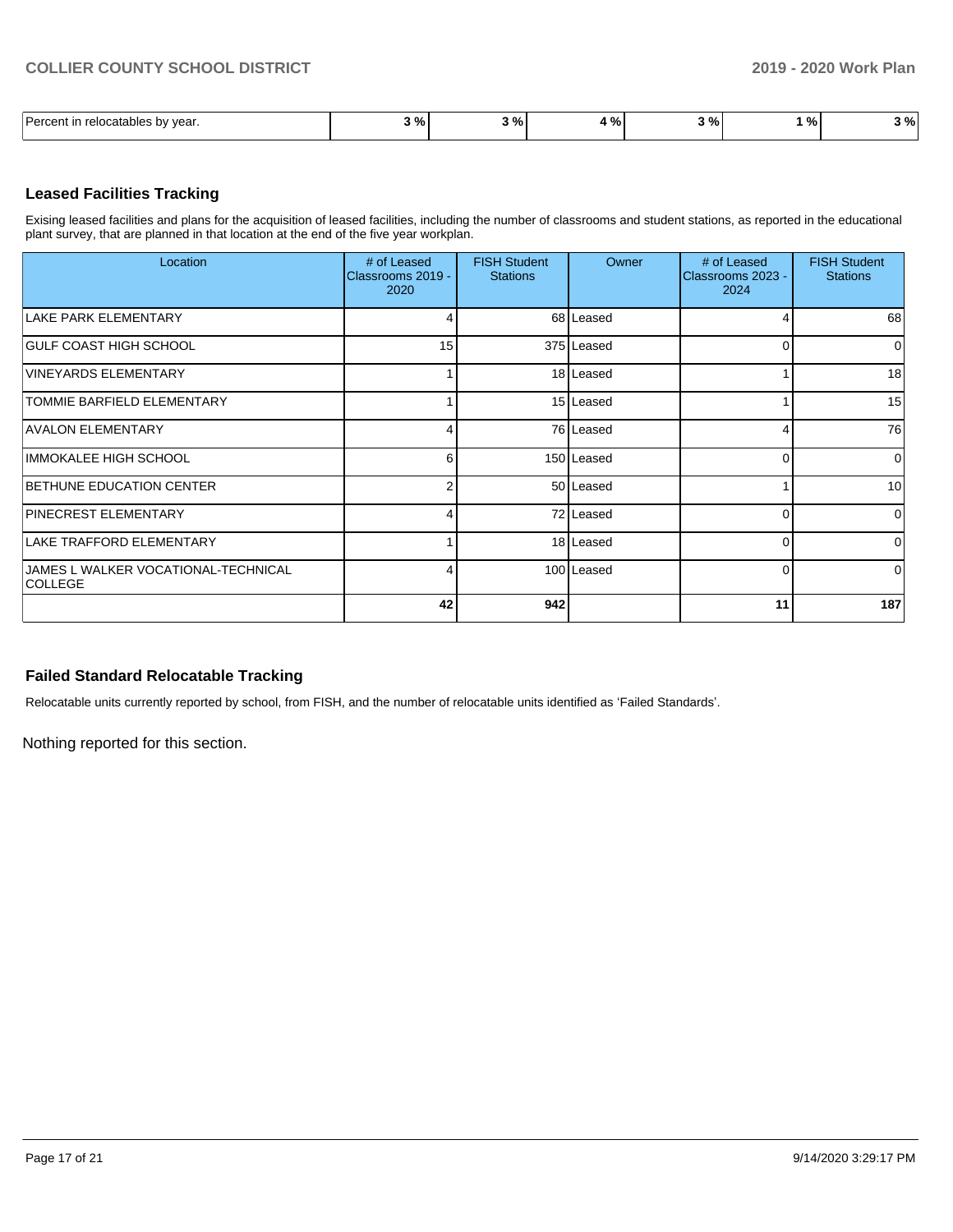| Percent in relocatables by year. | 3 % | 3 % | 4 % | 3 % | 1 % | 3 % |
|---|---|---|---|---|---|---|

## Leased Facilities Tracking

Exising leased facilities and plans for the acquisition of leased facilities, including the number of classrooms and student stations, as reported in the educational plant survey, that are planned in that location at the end of the five year workplan.

| Location | # of Leased Classrooms 2019 - 2020 | FISH Student Stations | Owner | # of Leased Classrooms 2023 - 2024 | FISH Student Stations |
|---|---|---|---|---|---|
| LAKE PARK ELEMENTARY | 4 | 68 | Leased | 4 | 68 |
| GULF COAST HIGH SCHOOL | 15 | 375 | Leased | 0 | 0 |
| VINEYARDS ELEMENTARY | 1 | 18 | Leased | 1 | 18 |
| TOMMIE BARFIELD ELEMENTARY | 1 | 15 | Leased | 1 | 15 |
| AVALON ELEMENTARY | 4 | 76 | Leased | 4 | 76 |
| IMMOKALEE HIGH SCHOOL | 6 | 150 | Leased | 0 | 0 |
| BETHUNE EDUCATION CENTER | 2 | 50 | Leased | 1 | 10 |
| PINECREST ELEMENTARY | 4 | 72 | Leased | 0 | 0 |
| LAKE TRAFFORD ELEMENTARY | 1 | 18 | Leased | 0 | 0 |
| JAMES L WALKER VOCATIONAL-TECHNICAL COLLEGE | 4 | 100 | Leased | 0 | 0 |
| | **42** | **942** | | **11** | **187** |

## Failed Standard Relocatable Tracking

Relocatable units currently reported by school, from FISH, and the number of relocatable units identified as 'Failed Standards'.

Nothing reported for this section.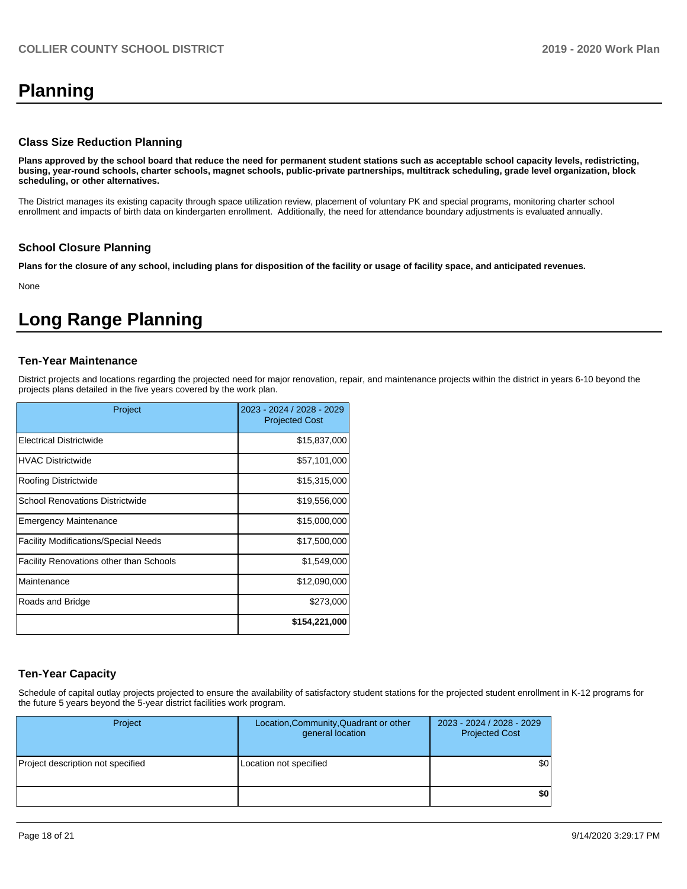# Planning

### Class Size Reduction Planning

**Plans approved by the school board that reduce the need for permanent student stations such as acceptable school capacity levels, redistricting, busing, year-round schools, charter schools, magnet schools, public-private partnerships, multitrack scheduling, grade level organization, block scheduling, or other alternatives.**

The District manages its existing capacity through space utilization review, placement of voluntary PK and special programs, monitoring charter school enrollment and impacts of birth data on kindergarten enrollment.  Additionally, the need for attendance boundary adjustments is evaluated annually.

### School Closure Planning

**Plans for the closure of any school, including plans for disposition of the facility or usage of facility space, and anticipated revenues.**

None

# Long Range Planning

### Ten-Year Maintenance

District projects and locations regarding the projected need for major renovation, repair, and maintenance projects within the district in years 6-10 beyond the projects plans detailed in the five years covered by the work plan.

| Project | 2023 - 2024 / 2028 - 2029 Projected Cost |
|---|---|
| Electrical Districtwide | $15,837,000 |
| HVAC Districtwide | $57,101,000 |
| Roofing Districtwide | $15,315,000 |
| School Renovations Districtwide | $19,556,000 |
| Emergency Maintenance | $15,000,000 |
| Facility Modifications/Special Needs | $17,500,000 |
| Facility Renovations other than Schools | $1,549,000 |
| Maintenance | $12,090,000 |
| Roads and Bridge | $273,000 |
| | **$154,221,000** |

### Ten-Year Capacity

Schedule of capital outlay projects projected to ensure the availability of satisfactory student stations for the projected student enrollment in K-12 programs for the future 5 years beyond the 5-year district facilities work program.

| Project | Location,Community,Quadrant or other general location | 2023 - 2024 / 2028 - 2029 Projected Cost |
|---|---|---|
| Project description not specified | Location not specified | $0 |
| | | **$0** |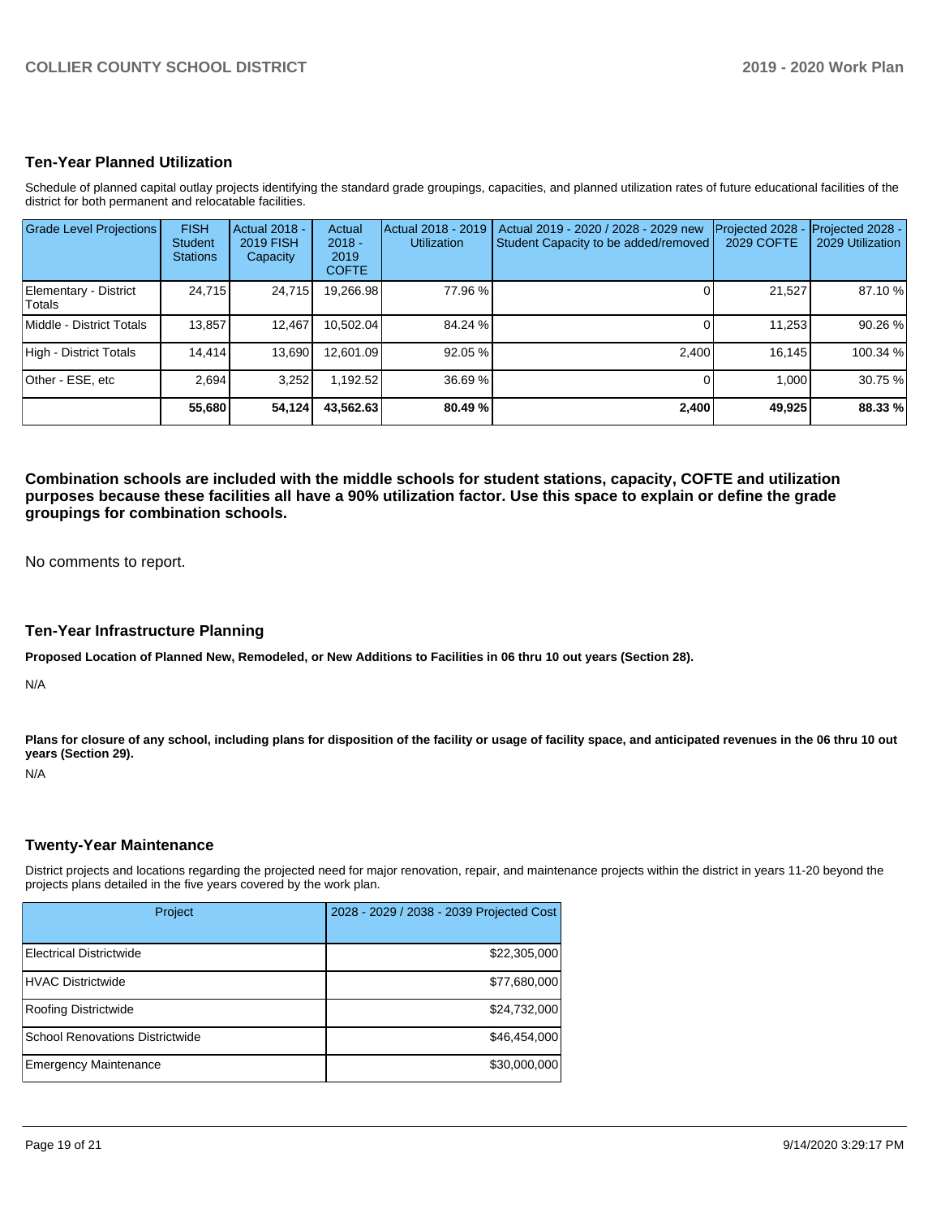## Ten-Year Planned Utilization

Schedule of planned capital outlay projects identifying the standard grade groupings, capacities, and planned utilization rates of future educational facilities of the district for both permanent and relocatable facilities.

| Grade Level Projections | FISH Student Stations | Actual 2018 - 2019 FISH Capacity | Actual 2018 - 2019 COFTE | Actual 2018 - 2019 Utilization | Actual 2019 - 2020 / 2028 - 2029 new Student Capacity to be added/removed | Projected 2028 - 2029 COFTE | Projected 2028 - 2029 Utilization |
|---|---|---|---|---|---|---|---|
| Elementary - District Totals | 24,715 | 24,715 | 19,266.98 | 77.96 % | 0 | 21,527 | 87.10 % |
| Middle - District Totals | 13,857 | 12,467 | 10,502.04 | 84.24 % | 0 | 11,253 | 90.26 % |
| High - District Totals | 14,414 | 13,690 | 12,601.09 | 92.05 % | 2,400 | 16,145 | 100.34 % |
| Other - ESE, etc | 2,694 | 3,252 | 1,192.52 | 36.69 % | 0 | 1,000 | 30.75 % |
| | **55,680** | **54,124** | **43,562.63** | **80.49 %** | **2,400** | **49,925** | **88.33 %** |

**Combination schools are included with the middle schools for student stations, capacity, COFTE and utilization purposes because these facilities all have a 90% utilization factor. Use this space to explain or define the grade groupings for combination schools.**

No comments to report.

## Ten-Year Infrastructure Planning

**Proposed Location of Planned New, Remodeled, or New Additions to Facilities in 06 thru 10 out years (Section 28).**

N/A

**Plans for closure of any school, including plans for disposition of the facility or usage of facility space, and anticipated revenues in the 06 thru 10 out years (Section 29).**

N/A

## Twenty-Year Maintenance

District projects and locations regarding the projected need for major renovation, repair, and maintenance projects within the district in years 11-20 beyond the projects plans detailed in the five years covered by the work plan.

| Project | 2028 - 2029 / 2038 - 2039 Projected Cost |
|---|---|
| Electrical Districtwide | $22,305,000 |
| HVAC Districtwide | $77,680,000 |
| Roofing Districtwide | $24,732,000 |
| School Renovations Districtwide | $46,454,000 |
| Emergency Maintenance | $30,000,000 |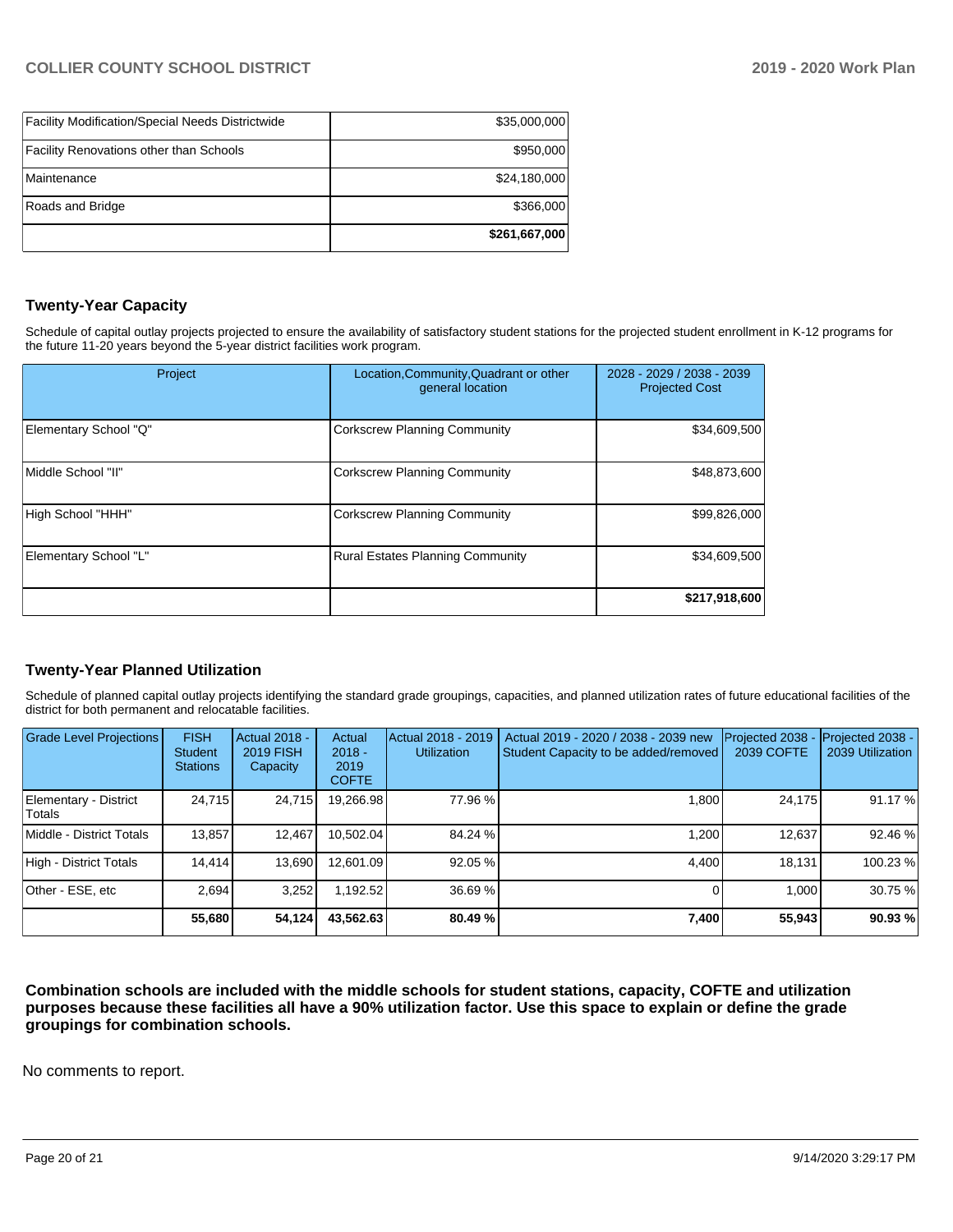| | |
|---|---|
| Facility Modification/Special Needs Districtwide | $35,000,000 |
| Facility Renovations other than Schools | $950,000 |
| Maintenance | $24,180,000 |
| Roads and Bridge | $366,000 |
| | **$261,667,000** |

## Twenty-Year Capacity

Schedule of capital outlay projects projected to ensure the availability of satisfactory student stations for the projected student enrollment in K-12 programs for the future 11-20 years beyond the 5-year district facilities work program.

| Project | Location,Community,Quadrant or other general location | 2028 - 2029 / 2038 - 2039 Projected Cost |
|---|---|---|
| Elementary School "Q" | Corkscrew Planning Community | $34,609,500 |
| Middle School "II" | Corkscrew Planning Community | $48,873,600 |
| High School "HHH" | Corkscrew Planning Community | $99,826,000 |
| Elementary School "L" | Rural Estates Planning Community | $34,609,500 |
| | | **$217,918,600** |

## Twenty-Year Planned Utilization

Schedule of planned capital outlay projects identifying the standard grade groupings, capacities, and planned utilization rates of future educational facilities of the district for both permanent and relocatable facilities.

| Grade Level Projections | FISH Student Stations | Actual 2018 - 2019 FISH Capacity | Actual 2018 - 2019 COFTE | Actual 2018 - 2019 Utilization | Actual 2019 - 2020 / 2038 - 2039 new Student Capacity to be added/removed | Projected 2038 - 2039 COFTE | Projected 2038 - 2039 Utilization |
|---|---|---|---|---|---|---|---|
| Elementary - District Totals | 24,715 | 24,715 | 19,266.98 | 77.96 % | 1,800 | 24,175 | 91.17 % |
| Middle - District Totals | 13,857 | 12,467 | 10,502.04 | 84.24 % | 1,200 | 12,637 | 92.46 % |
| High - District Totals | 14,414 | 13,690 | 12,601.09 | 92.05 % | 4,400 | 18,131 | 100.23 % |
| Other - ESE, etc | 2,694 | 3,252 | 1,192.52 | 36.69 % | 0 | 1,000 | 30.75 % |
| | **55,680** | **54,124** | **43,562.63** | **80.49 %** | **7,400** | **55,943** | **90.93 %** |

**Combination schools are included with the middle schools for student stations, capacity, COFTE and utilization purposes because these facilities all have a 90% utilization factor. Use this space to explain or define the grade groupings for combination schools.**

No comments to report.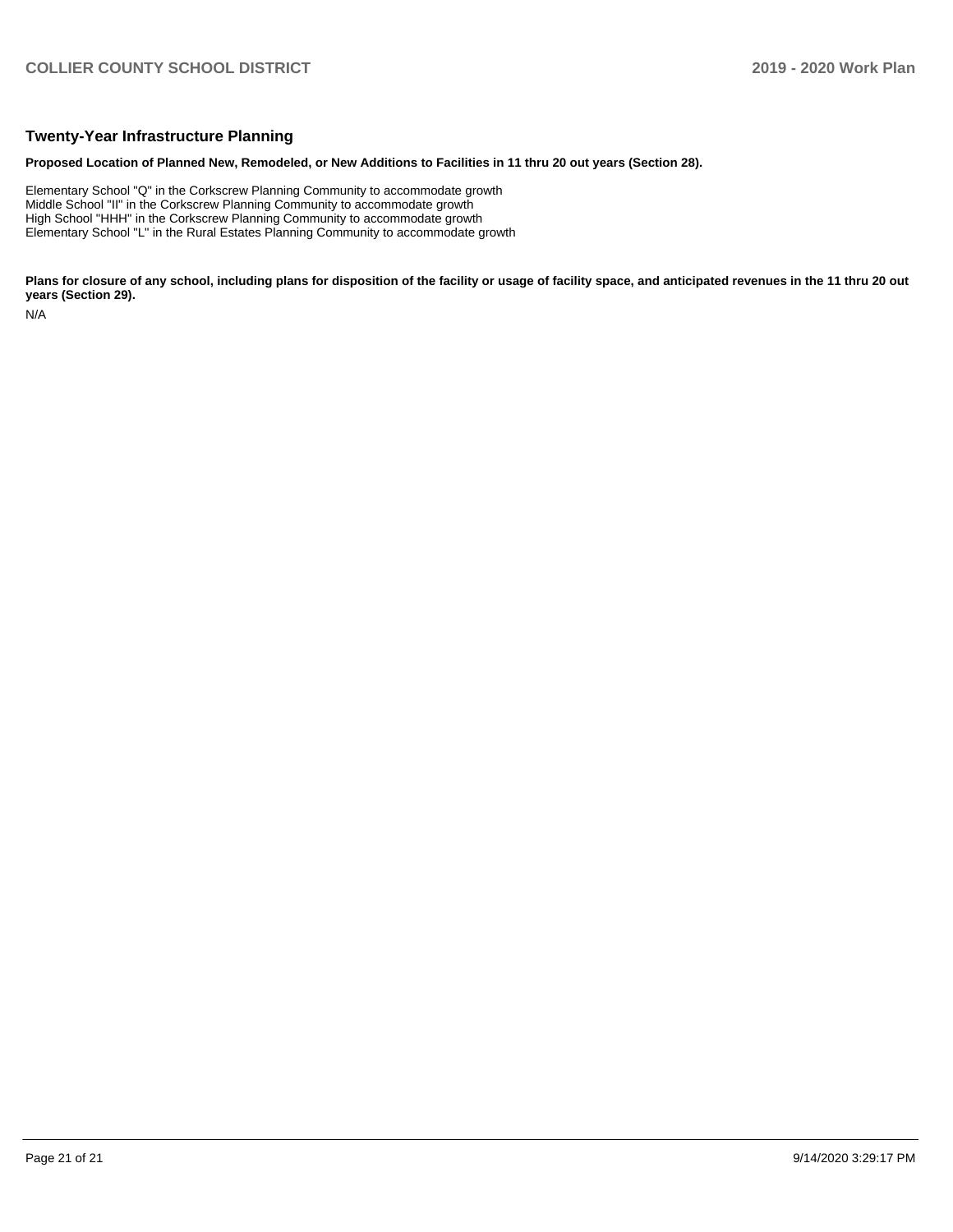## Twenty-Year Infrastructure Planning

**Proposed Location of Planned New, Remodeled, or New Additions to Facilities in 11 thru 20 out years (Section 28).**

Elementary School "Q" in the Corkscrew Planning Community to accommodate growth
Middle School "II" in the Corkscrew Planning Community to accommodate growth
High School "HHH" in the Corkscrew Planning Community to accommodate growth
Elementary School "L" in the Rural Estates Planning Community to accommodate growth

**Plans for closure of any school, including plans for disposition of the facility or usage of facility space, and anticipated revenues in the 11 thru 20 out years (Section 29).**

N/A